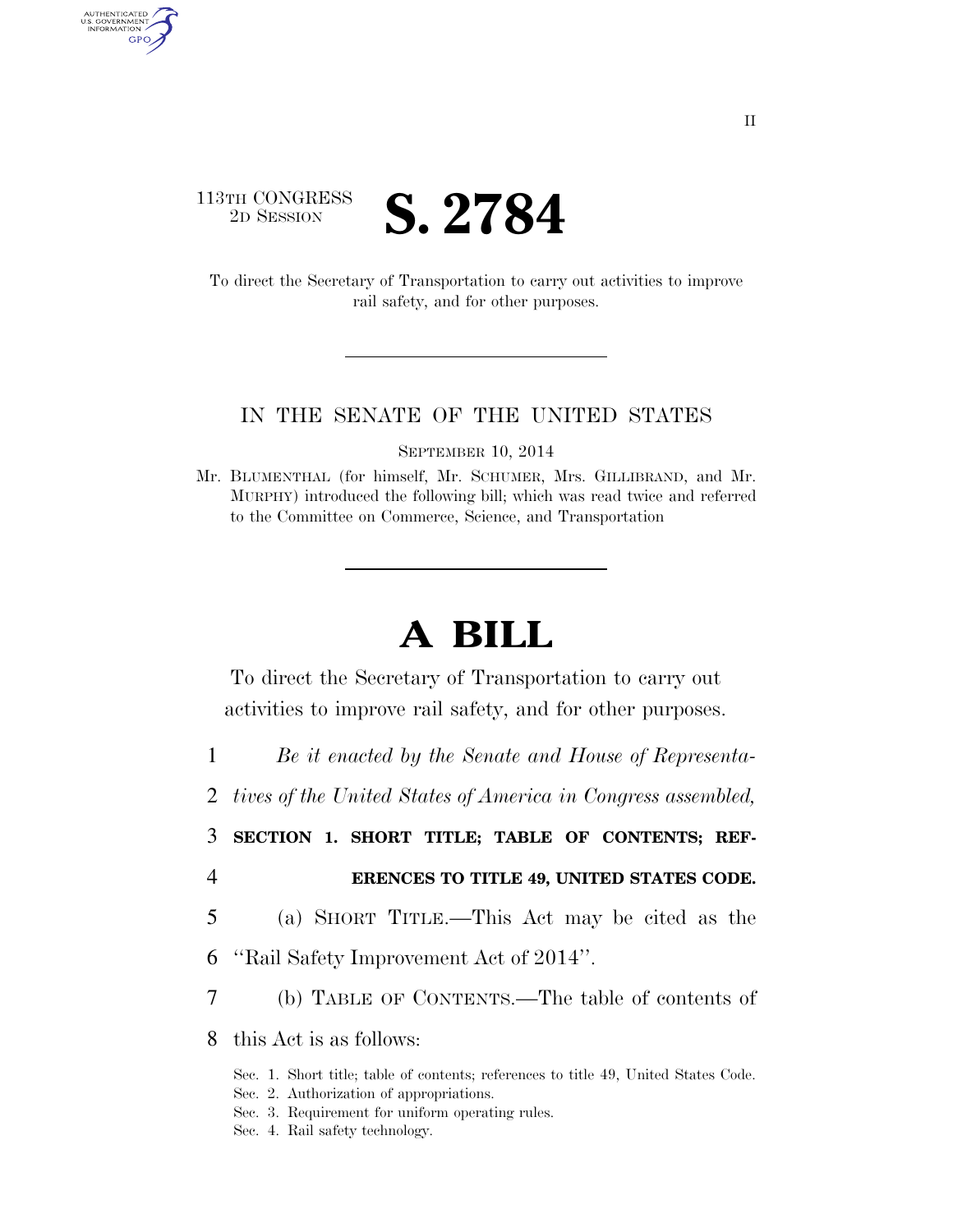113TH CONGRESS
2D SESSION

# S. 2784

To direct the Secretary of Transportation to carry out activities to improve rail safety, and for other purposes.

---

IN THE SENATE OF THE UNITED STATES

SEPTEMBER 10, 2014

Mr. BLUMENTHAL (for himself, Mr. SCHUMER, Mrs. GILLIBRAND, and Mr. MURPHY) introduced the following bill; which was read twice and referred to the Committee on Commerce, Science, and Transportation

---

# A BILL

To direct the Secretary of Transportation to carry out activities to improve rail safety, and for other purposes.

1 *Be it enacted by the Senate and House of Representa-*
2 *tives of the United States of America in Congress assembled,*

3 **SECTION 1. SHORT TITLE; TABLE OF CONTENTS; REF-**
4 **ERENCES TO TITLE 49, UNITED STATES CODE.**

5 (a) SHORT TITLE.—This Act may be cited as the
6 "Rail Safety Improvement Act of 2014".

7 (b) TABLE OF CONTENTS.—The table of contents of
8 this Act is as follows:

Sec. 1. Short title; table of contents; references to title 49, United States Code.
Sec. 2. Authorization of appropriations.
Sec. 3. Requirement for uniform operating rules.
Sec. 4. Rail safety technology.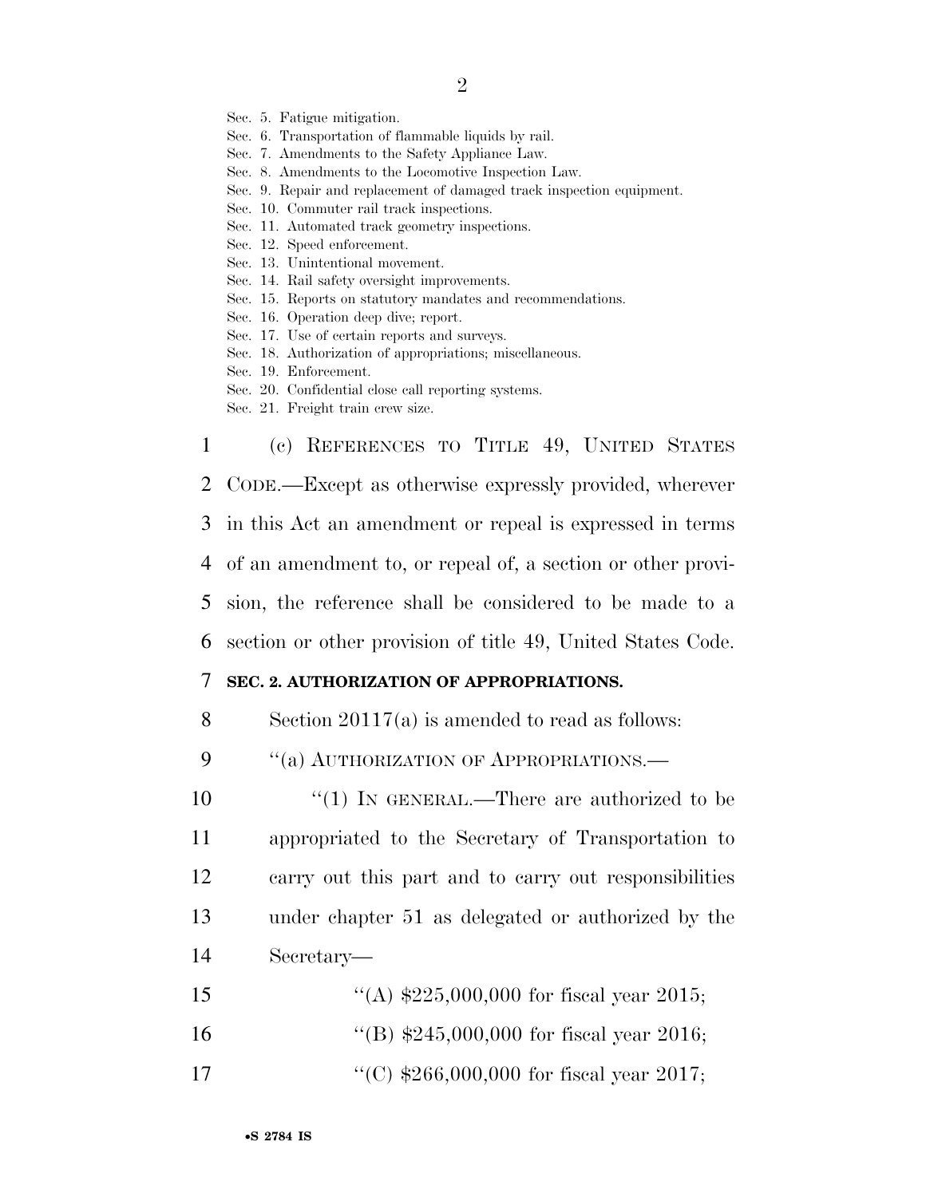Sec. 5. Fatigue mitigation.
Sec. 6. Transportation of flammable liquids by rail.
Sec. 7. Amendments to the Safety Appliance Law.
Sec. 8. Amendments to the Locomotive Inspection Law.
Sec. 9. Repair and replacement of damaged track inspection equipment.
Sec. 10. Commuter rail track inspections.
Sec. 11. Automated track geometry inspections.
Sec. 12. Speed enforcement.
Sec. 13. Unintentional movement.
Sec. 14. Rail safety oversight improvements.
Sec. 15. Reports on statutory mandates and recommendations.
Sec. 16. Operation deep dive; report.
Sec. 17. Use of certain reports and surveys.
Sec. 18. Authorization of appropriations; miscellaneous.
Sec. 19. Enforcement.
Sec. 20. Confidential close call reporting systems.
Sec. 21. Freight train crew size.

(c) REFERENCES TO TITLE 49, UNITED STATES CODE.—Except as otherwise expressly provided, wherever in this Act an amendment or repeal is expressed in terms of an amendment to, or repeal of, a section or other provision, the reference shall be considered to be made to a section or other provision of title 49, United States Code.

**SEC. 2. AUTHORIZATION OF APPROPRIATIONS.**

Section 20117(a) is amended to read as follows:

"(a) AUTHORIZATION OF APPROPRIATIONS.—

"(1) IN GENERAL.—There are authorized to be appropriated to the Secretary of Transportation to carry out this part and to carry out responsibilities under chapter 51 as delegated or authorized by the Secretary—

"(A) $225,000,000 for fiscal year 2015;

"(B) $245,000,000 for fiscal year 2016;

"(C) $266,000,000 for fiscal year 2017;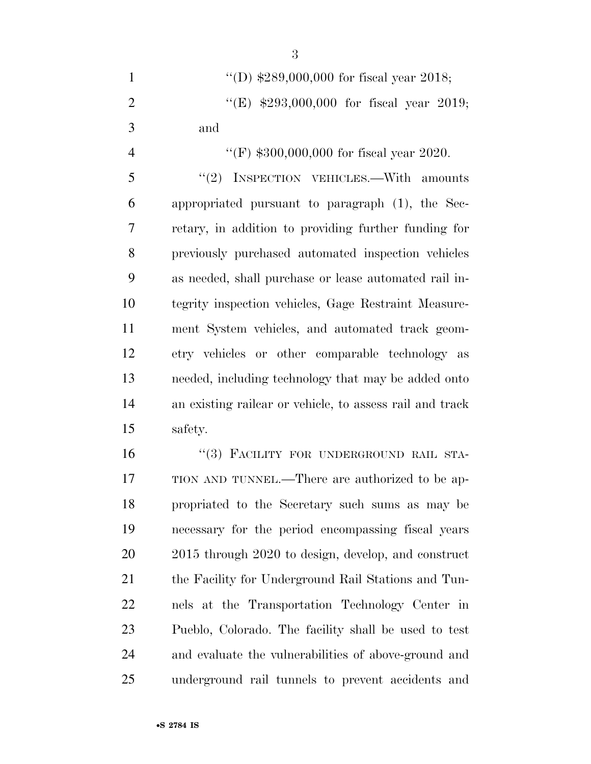''(D) $289,000,000 for fiscal year 2018;

''(E) $293,000,000 for fiscal year 2019; and

''(F) $300,000,000 for fiscal year 2020.

''(2) INSPECTION VEHICLES.—With amounts appropriated pursuant to paragraph (1), the Secretary, in addition to providing further funding for previously purchased automated inspection vehicles as needed, shall purchase or lease automated rail integrity inspection vehicles, Gage Restraint Measurement System vehicles, and automated track geometry vehicles or other comparable technology as needed, including technology that may be added onto an existing railcar or vehicle, to assess rail and track safety.

''(3) FACILITY FOR UNDERGROUND RAIL STATION AND TUNNEL.—There are authorized to be appropriated to the Secretary such sums as may be necessary for the period encompassing fiscal years 2015 through 2020 to design, develop, and construct the Facility for Underground Rail Stations and Tunnels at the Transportation Technology Center in Pueblo, Colorado. The facility shall be used to test and evaluate the vulnerabilities of above-ground and underground rail tunnels to prevent accidents and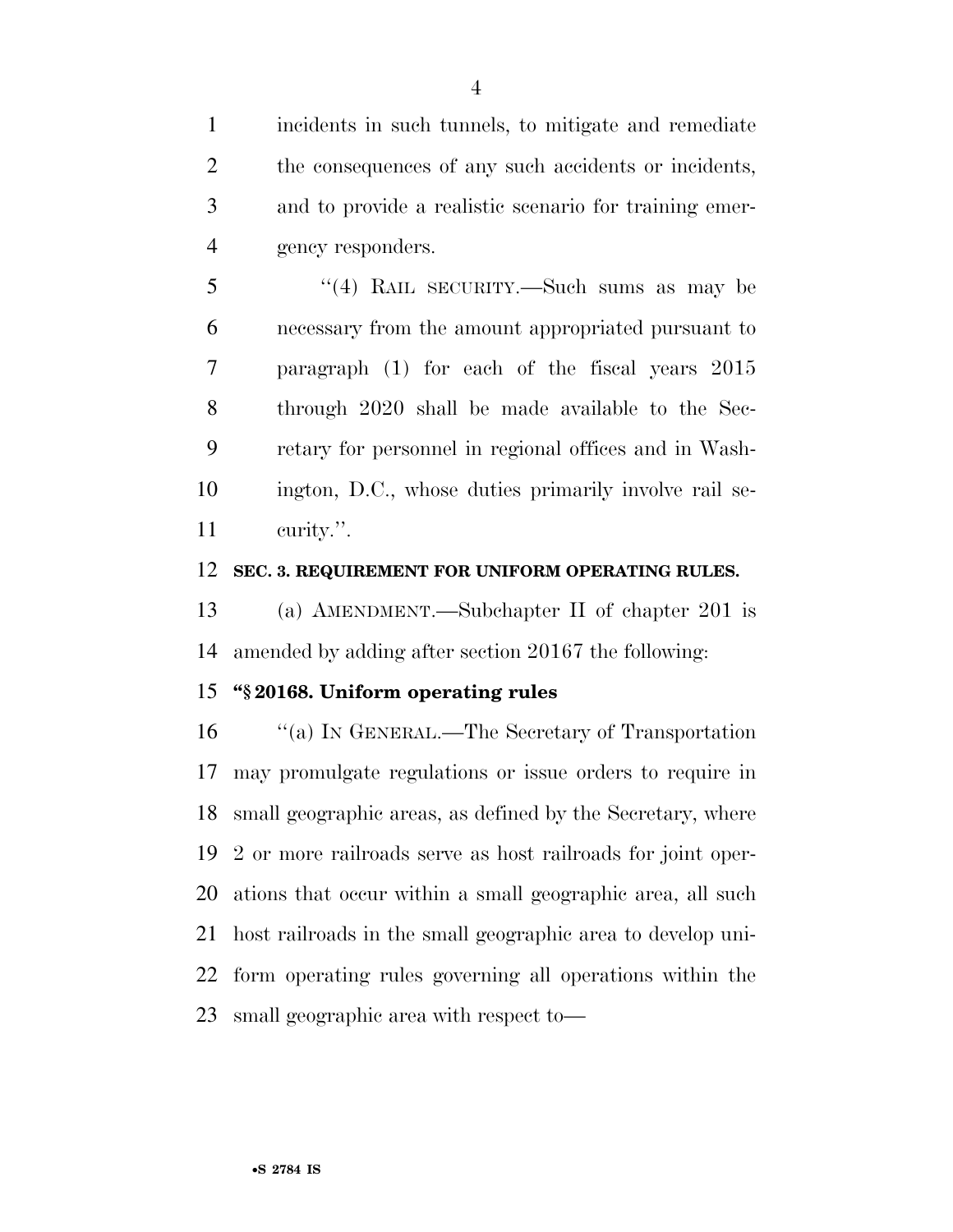incidents in such tunnels, to mitigate and remediate the consequences of any such accidents or incidents, and to provide a realistic scenario for training emergency responders.

"(4) RAIL SECURITY.—Such sums as may be necessary from the amount appropriated pursuant to paragraph (1) for each of the fiscal years 2015 through 2020 shall be made available to the Secretary for personnel in regional offices and in Washington, D.C., whose duties primarily involve rail security.".

**SEC. 3. REQUIREMENT FOR UNIFORM OPERATING RULES.**

(a) AMENDMENT.—Subchapter II of chapter 201 is amended by adding after section 20167 the following:

**"§ 20168. Uniform operating rules**

"(a) IN GENERAL.—The Secretary of Transportation may promulgate regulations or issue orders to require in small geographic areas, as defined by the Secretary, where 2 or more railroads serve as host railroads for joint operations that occur within a small geographic area, all such host railroads in the small geographic area to develop uniform operating rules governing all operations within the small geographic area with respect to—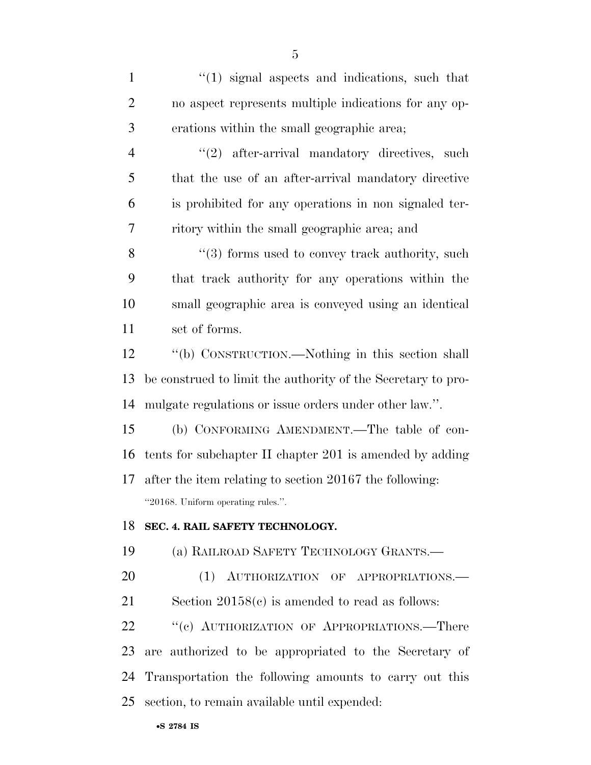"(1) signal aspects and indications, such that no aspect represents multiple indications for any operations within the small geographic area;

"(2) after-arrival mandatory directives, such that the use of an after-arrival mandatory directive is prohibited for any operations in non signaled territory within the small geographic area; and

"(3) forms used to convey track authority, such that track authority for any operations within the small geographic area is conveyed using an identical set of forms.

"(b) CONSTRUCTION.—Nothing in this section shall be construed to limit the authority of the Secretary to promulgate regulations or issue orders under other law.".

(b) CONFORMING AMENDMENT.—The table of contents for subchapter II chapter 201 is amended by adding after the item relating to section 20167 the following:

"20168. Uniform operating rules.".

**SEC. 4. RAIL SAFETY TECHNOLOGY.**

(a) RAILROAD SAFETY TECHNOLOGY GRANTS.—

(1) AUTHORIZATION OF APPROPRIATIONS.—Section 20158(c) is amended to read as follows:

"(c) AUTHORIZATION OF APPROPRIATIONS.—There are authorized to be appropriated to the Secretary of Transportation the following amounts to carry out this section, to remain available until expended: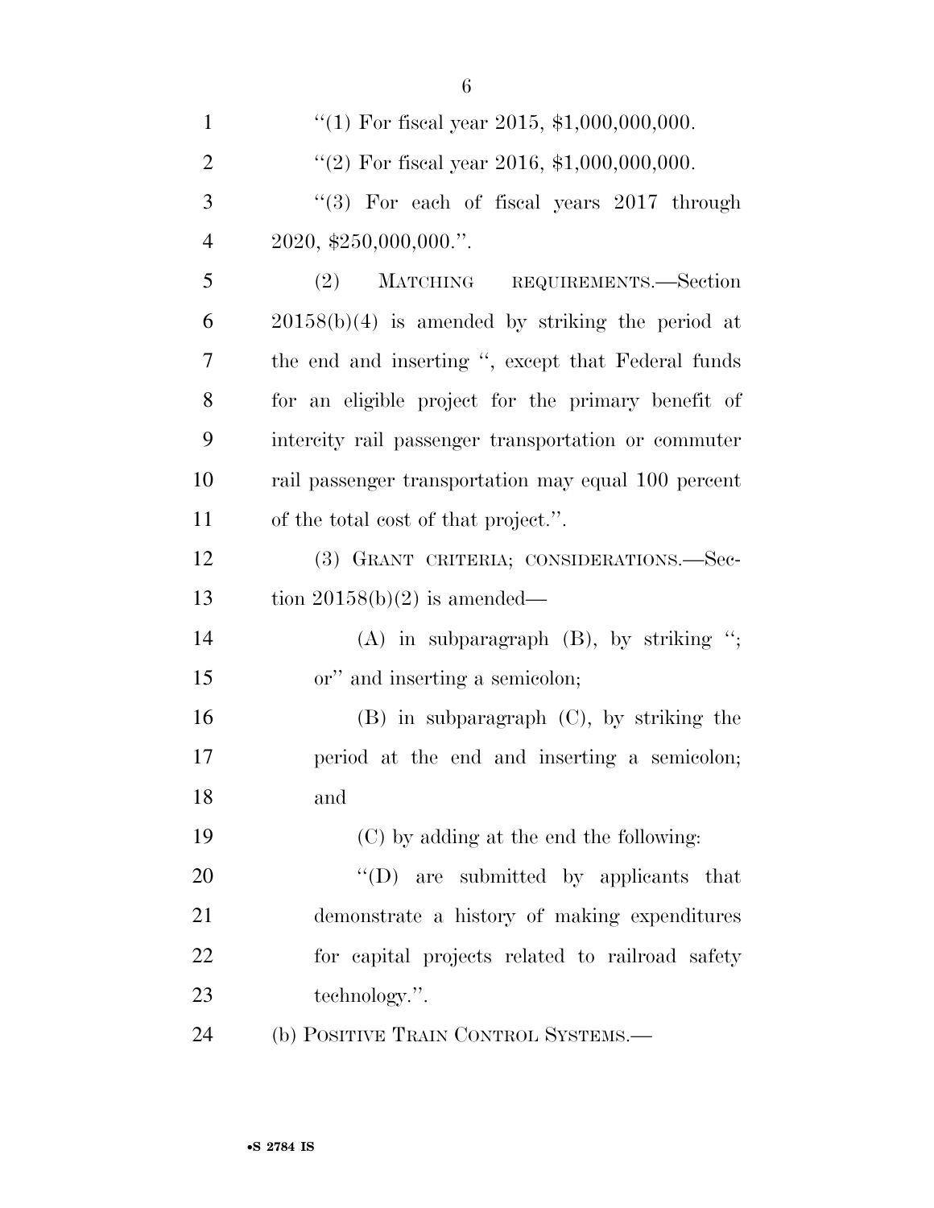"(1) For fiscal year 2015, $1,000,000,000.

"(2) For fiscal year 2016, $1,000,000,000.

"(3) For each of fiscal years 2017 through 2020, $250,000,000.".

(2) MATCHING REQUIREMENTS.—Section 20158(b)(4) is amended by striking the period at the end and inserting ", except that Federal funds for an eligible project for the primary benefit of intercity rail passenger transportation or commuter rail passenger transportation may equal 100 percent of the total cost of that project.".

(3) GRANT CRITERIA; CONSIDERATIONS.—Section 20158(b)(2) is amended—

(A) in subparagraph (B), by striking "; or" and inserting a semicolon;

(B) in subparagraph (C), by striking the period at the end and inserting a semicolon; and

(C) by adding at the end the following:

"(D) are submitted by applicants that demonstrate a history of making expenditures for capital projects related to railroad safety technology.".

(b) POSITIVE TRAIN CONTROL SYSTEMS.—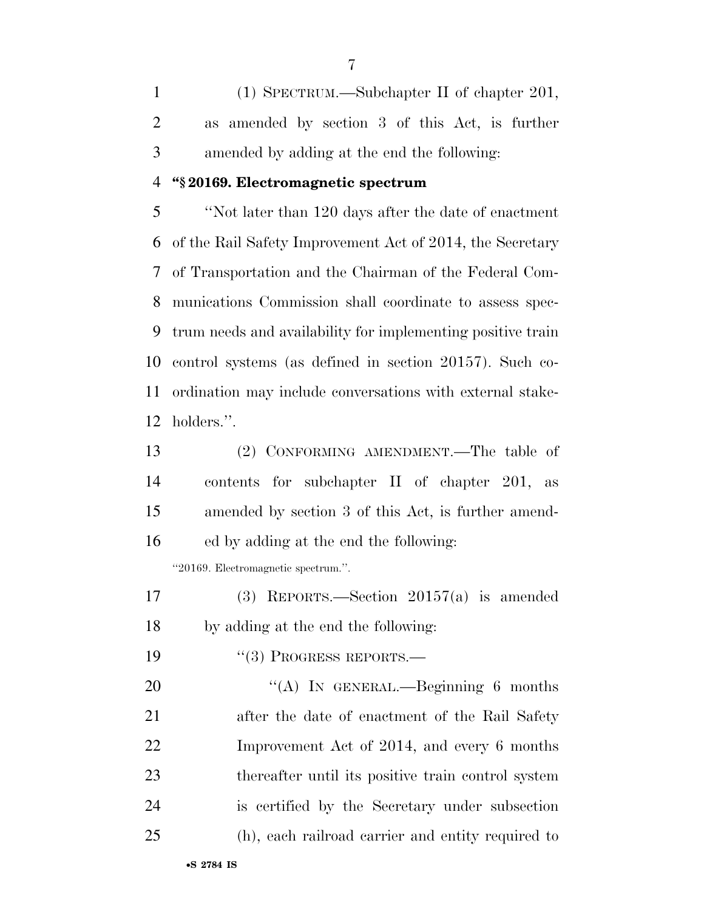(1) SPECTRUM.—Subchapter II of chapter 201, as amended by section 3 of this Act, is further amended by adding at the end the following:

**"§ 20169. Electromagnetic spectrum**

"Not later than 120 days after the date of enactment of the Rail Safety Improvement Act of 2014, the Secretary of Transportation and the Chairman of the Federal Communications Commission shall coordinate to assess spectrum needs and availability for implementing positive train control systems (as defined in section 20157). Such coordination may include conversations with external stakeholders.".

(2) CONFORMING AMENDMENT.—The table of contents for subchapter II of chapter 201, as amended by section 3 of this Act, is further amended by adding at the end the following:

"20169. Electromagnetic spectrum.".

(3) REPORTS.—Section 20157(a) is amended by adding at the end the following:

"(3) PROGRESS REPORTS.—

"(A) IN GENERAL.—Beginning 6 months after the date of enactment of the Rail Safety Improvement Act of 2014, and every 6 months thereafter until its positive train control system is certified by the Secretary under subsection (h), each railroad carrier and entity required to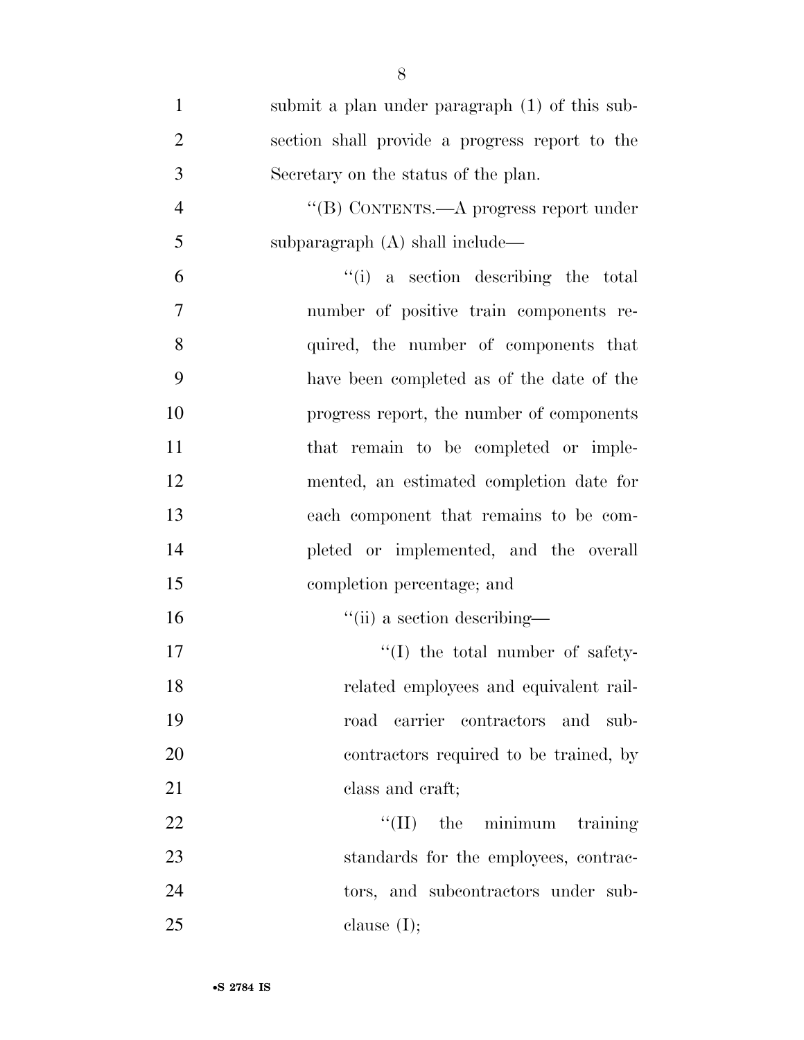submit a plan under paragraph (1) of this subsection shall provide a progress report to the Secretary on the status of the plan.

"(B) CONTENTS.—A progress report under subparagraph (A) shall include—

"(i) a section describing the total number of positive train components required, the number of components that have been completed as of the date of the progress report, the number of components that remain to be completed or implemented, an estimated completion date for each component that remains to be completed or implemented, and the overall completion percentage; and

"(ii) a section describing—

"(I) the total number of safety-related employees and equivalent railroad carrier contractors and subcontractors required to be trained, by class and craft;

"(II) the minimum training standards for the employees, contractors, and subcontractors under subclause (I);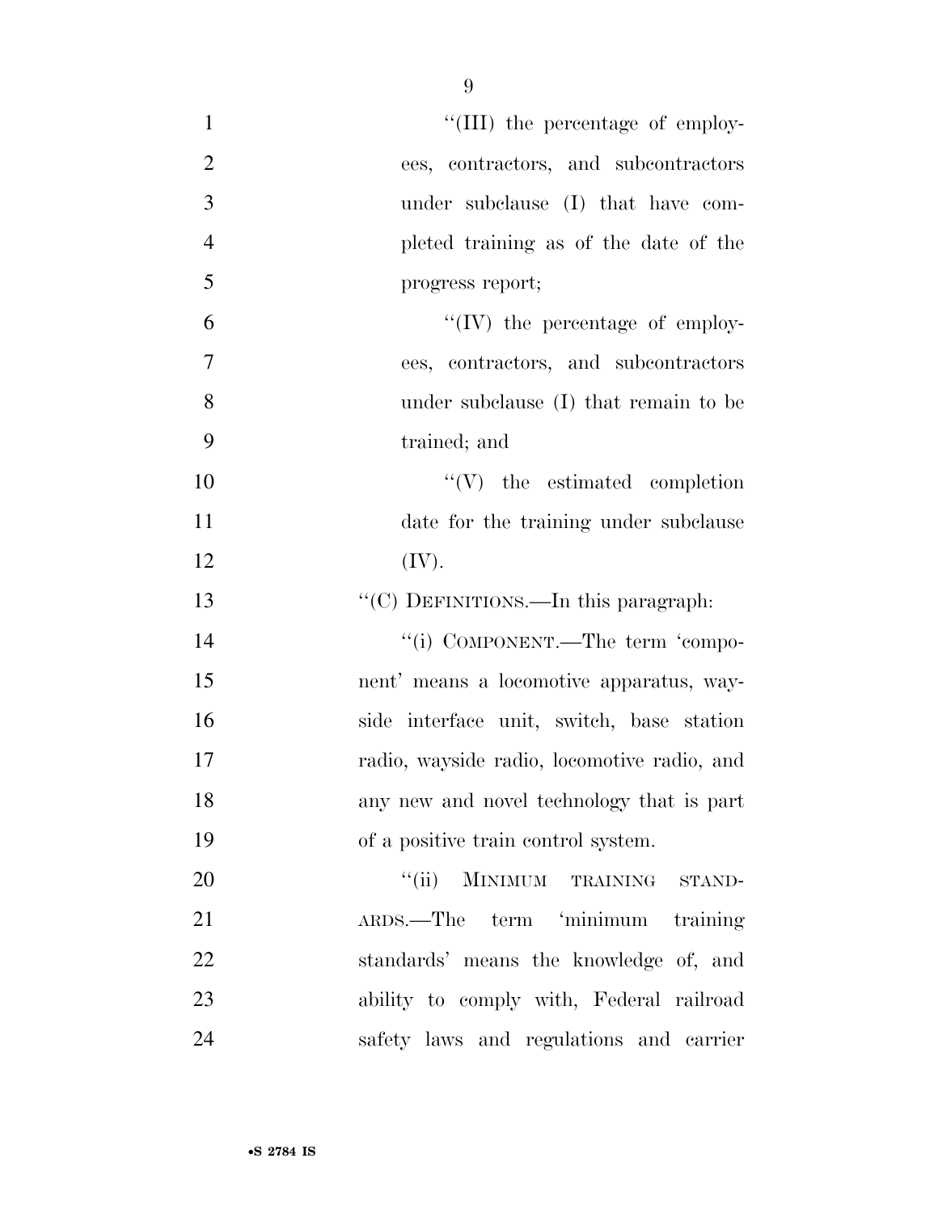''(III) the percentage of employees, contractors, and subcontractors under subclause (I) that have completed training as of the date of the progress report;

''(IV) the percentage of employees, contractors, and subcontractors under subclause (I) that remain to be trained; and

''(V) the estimated completion date for the training under subclause (IV).

''(C) DEFINITIONS.—In this paragraph:

''(i) COMPONENT.—The term 'component' means a locomotive apparatus, wayside interface unit, switch, base station radio, wayside radio, locomotive radio, and any new and novel technology that is part of a positive train control system.

''(ii) MINIMUM TRAINING STANDARDS.—The term 'minimum training standards' means the knowledge of, and ability to comply with, Federal railroad safety laws and regulations and carrier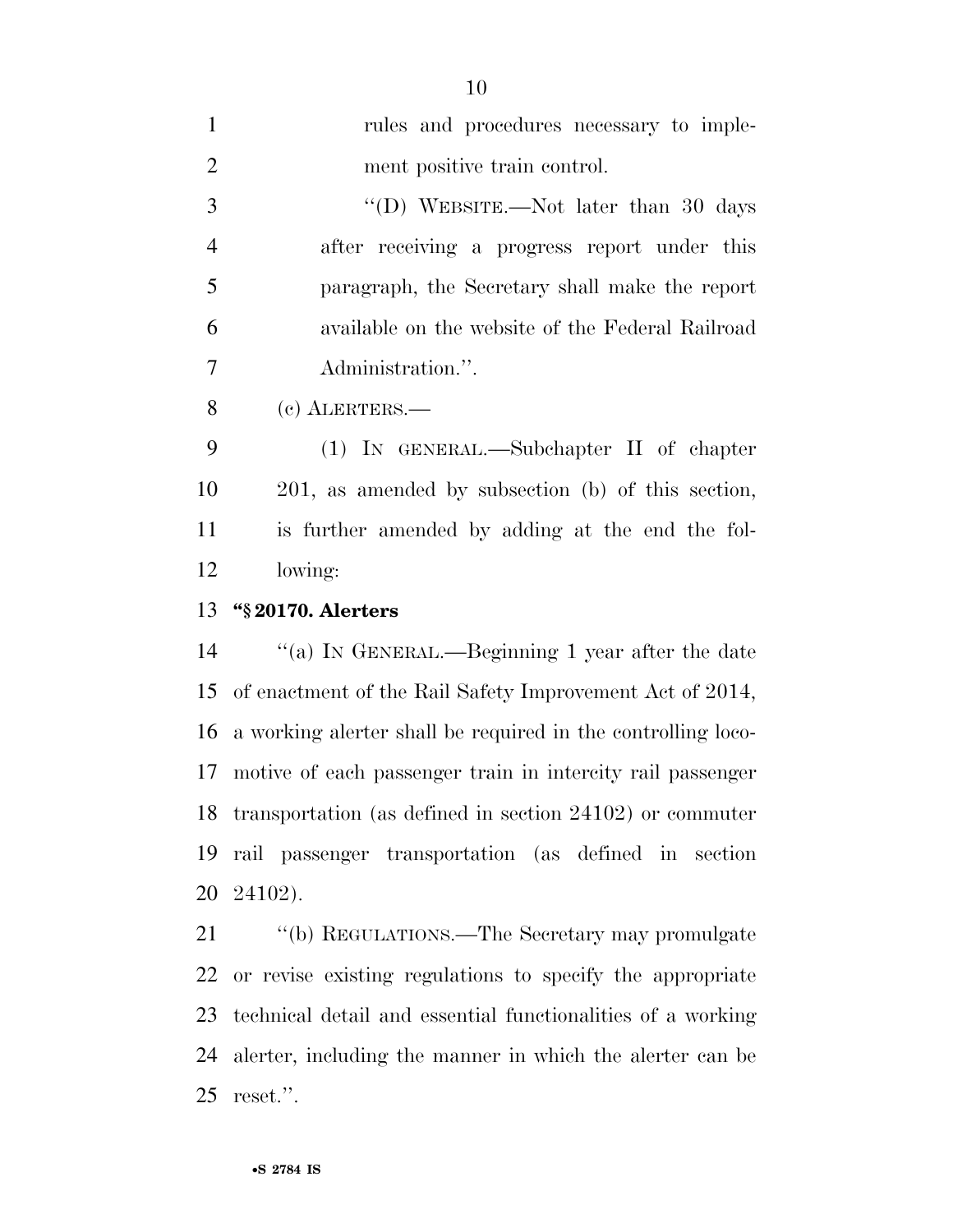rules and procedures necessary to implement positive train control.

"(D) WEBSITE.—Not later than 30 days after receiving a progress report under this paragraph, the Secretary shall make the report available on the website of the Federal Railroad Administration.".

(c) ALERTERS.—

(1) IN GENERAL.—Subchapter II of chapter 201, as amended by subsection (b) of this section, is further amended by adding at the end the following:

**"§ 20170. Alerters**

"(a) IN GENERAL.—Beginning 1 year after the date of enactment of the Rail Safety Improvement Act of 2014, a working alerter shall be required in the controlling locomotive of each passenger train in intercity rail passenger transportation (as defined in section 24102) or commuter rail passenger transportation (as defined in section 24102).

"(b) REGULATIONS.—The Secretary may promulgate or revise existing regulations to specify the appropriate technical detail and essential functionalities of a working alerter, including the manner in which the alerter can be reset.".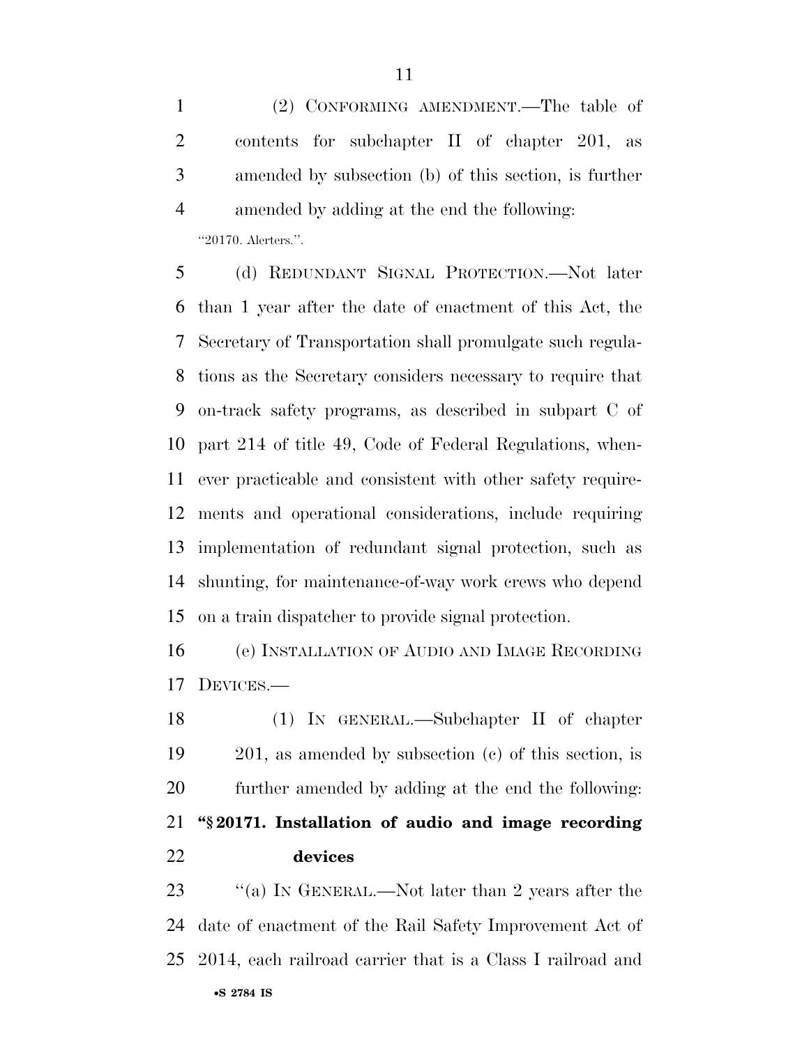(2) CONFORMING AMENDMENT.—The table of contents for subchapter II of chapter 201, as amended by subsection (b) of this section, is further amended by adding at the end the following:

"20170. Alerters.".

(d) REDUNDANT SIGNAL PROTECTION.—Not later than 1 year after the date of enactment of this Act, the Secretary of Transportation shall promulgate such regulations as the Secretary considers necessary to require that on-track safety programs, as described in subpart C of part 214 of title 49, Code of Federal Regulations, whenever practicable and consistent with other safety requirements and operational considerations, include requiring implementation of redundant signal protection, such as shunting, for maintenance-of-way work crews who depend on a train dispatcher to provide signal protection.

(e) INSTALLATION OF AUDIO AND IMAGE RECORDING DEVICES.—

(1) IN GENERAL.—Subchapter II of chapter 201, as amended by subsection (c) of this section, is further amended by adding at the end the following:

**"§ 20171. Installation of audio and image recording devices**

"(a) IN GENERAL.—Not later than 2 years after the date of enactment of the Rail Safety Improvement Act of 2014, each railroad carrier that is a Class I railroad and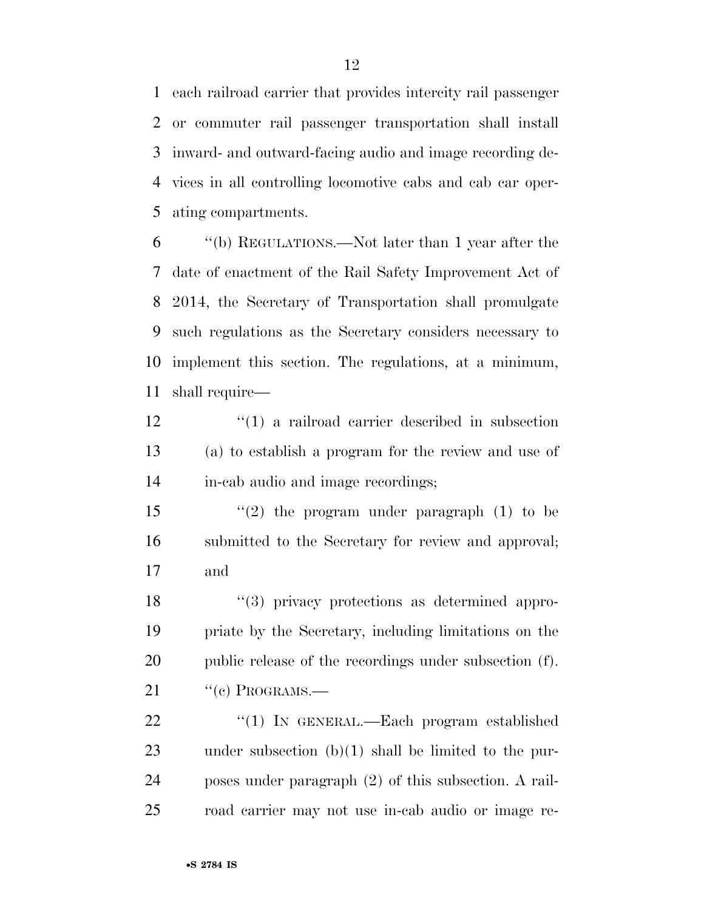each railroad carrier that provides intercity rail passenger or commuter rail passenger transportation shall install inward- and outward-facing audio and image recording devices in all controlling locomotive cabs and cab car operating compartments.

''(b) REGULATIONS.—Not later than 1 year after the date of enactment of the Rail Safety Improvement Act of 2014, the Secretary of Transportation shall promulgate such regulations as the Secretary considers necessary to implement this section. The regulations, at a minimum, shall require—

''(1) a railroad carrier described in subsection (a) to establish a program for the review and use of in-cab audio and image recordings;

''(2) the program under paragraph (1) to be submitted to the Secretary for review and approval; and

''(3) privacy protections as determined appropriate by the Secretary, including limitations on the public release of the recordings under subsection (f).

''(c) PROGRAMS.—

''(1) IN GENERAL.—Each program established under subsection (b)(1) shall be limited to the purposes under paragraph (2) of this subsection. A railroad carrier may not use in-cab audio or image re-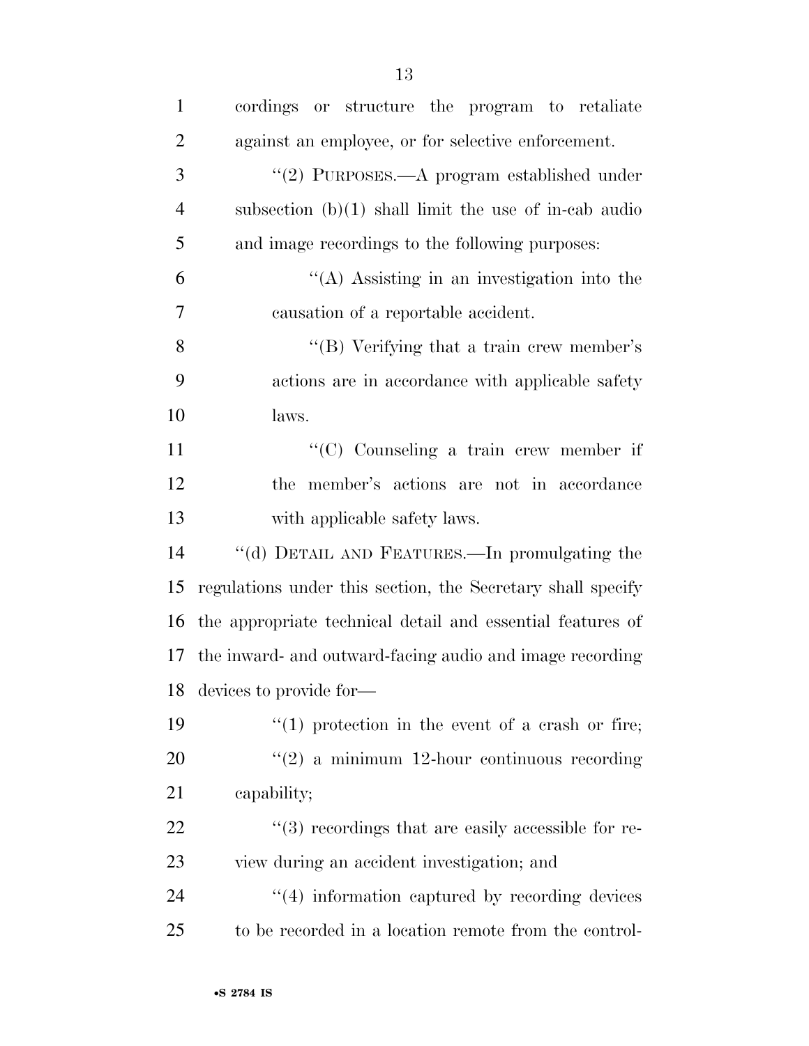cordings or structure the program to retaliate against an employee, or for selective enforcement.

"(2) PURPOSES.—A program established under subsection (b)(1) shall limit the use of in-cab audio and image recordings to the following purposes:

"(A) Assisting in an investigation into the causation of a reportable accident.

"(B) Verifying that a train crew member's actions are in accordance with applicable safety laws.

"(C) Counseling a train crew member if the member's actions are not in accordance with applicable safety laws.

"(d) DETAIL AND FEATURES.—In promulgating the regulations under this section, the Secretary shall specify the appropriate technical detail and essential features of the inward- and outward-facing audio and image recording devices to provide for—

"(1) protection in the event of a crash or fire;

"(2) a minimum 12-hour continuous recording capability;

"(3) recordings that are easily accessible for review during an accident investigation; and

"(4) information captured by recording devices to be recorded in a location remote from the control-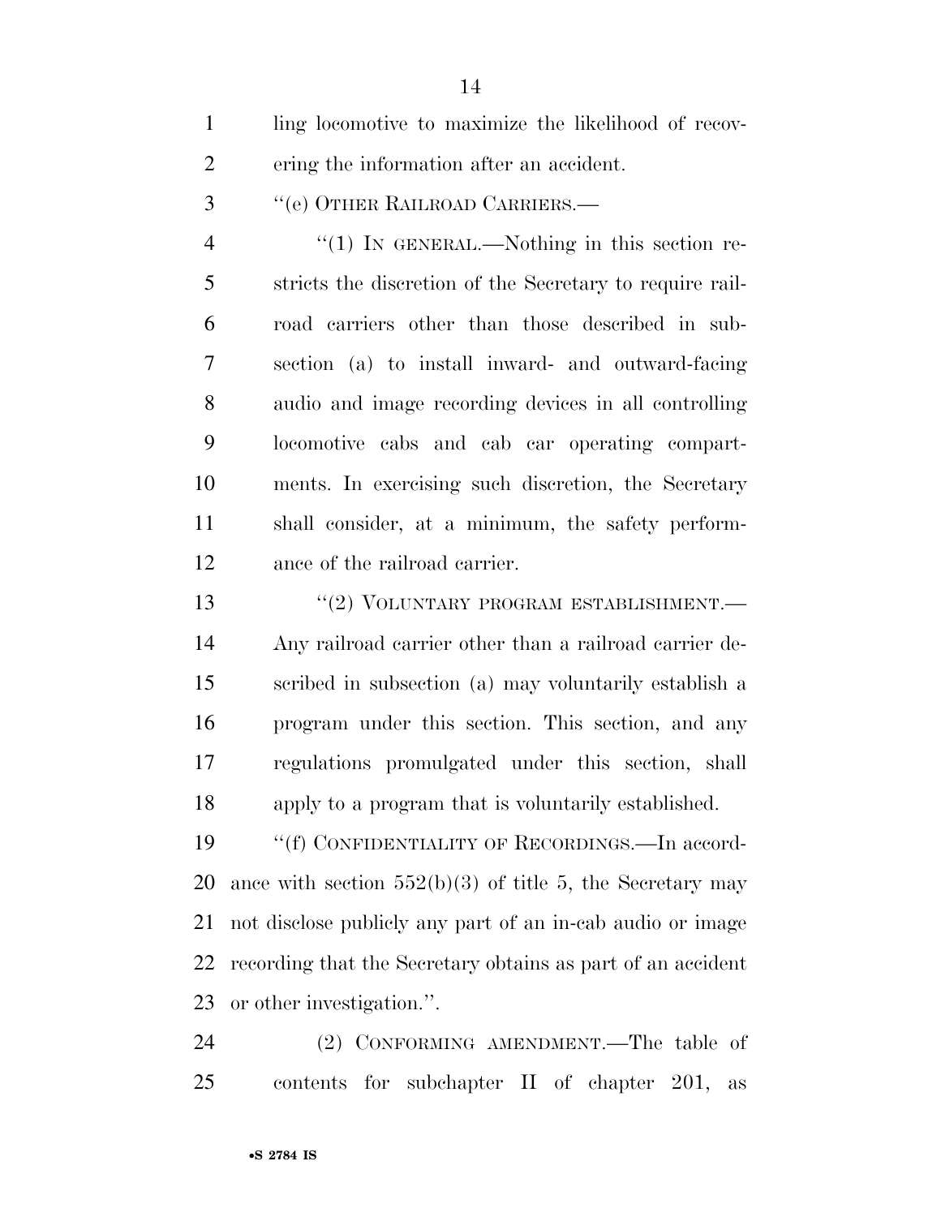ling locomotive to maximize the likelihood of recovering the information after an accident.

"(e) OTHER RAILROAD CARRIERS.—

"(1) IN GENERAL.—Nothing in this section restricts the discretion of the Secretary to require railroad carriers other than those described in subsection (a) to install inward- and outward-facing audio and image recording devices in all controlling locomotive cabs and cab car operating compartments. In exercising such discretion, the Secretary shall consider, at a minimum, the safety performance of the railroad carrier.

"(2) VOLUNTARY PROGRAM ESTABLISHMENT.—Any railroad carrier other than a railroad carrier described in subsection (a) may voluntarily establish a program under this section. This section, and any regulations promulgated under this section, shall apply to a program that is voluntarily established.

"(f) CONFIDENTIALITY OF RECORDINGS.—In accordance with section 552(b)(3) of title 5, the Secretary may not disclose publicly any part of an in-cab audio or image recording that the Secretary obtains as part of an accident or other investigation.".

(2) CONFORMING AMENDMENT.—The table of contents for subchapter II of chapter 201, as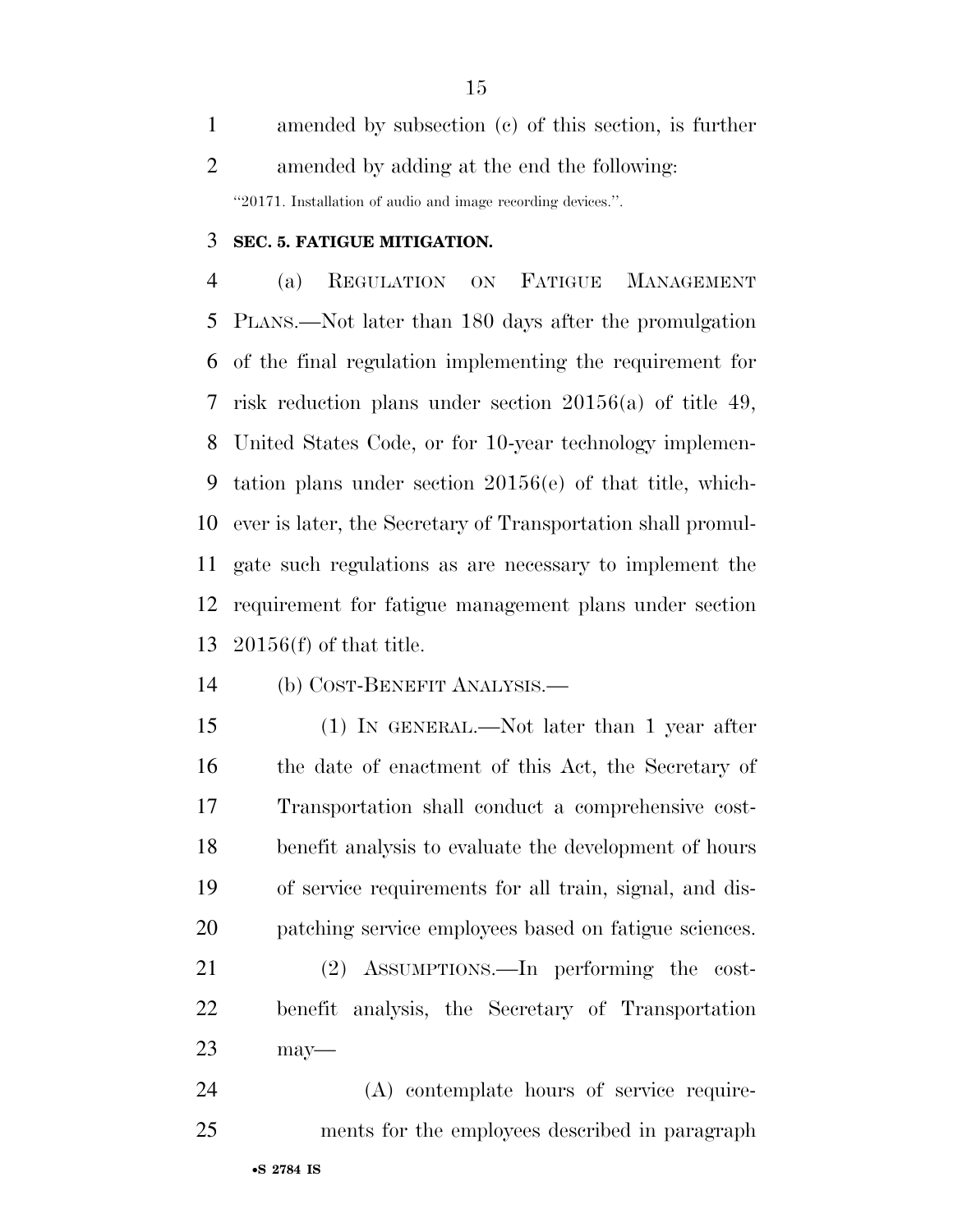amended by subsection (c) of this section, is further amended by adding at the end the following:

"20171. Installation of audio and image recording devices.".

**SEC. 5. FATIGUE MITIGATION.**

(a) REGULATION ON FATIGUE MANAGEMENT PLANS.—Not later than 180 days after the promulgation of the final regulation implementing the requirement for risk reduction plans under section 20156(a) of title 49, United States Code, or for 10-year technology implementation plans under section 20156(e) of that title, whichever is later, the Secretary of Transportation shall promulgate such regulations as are necessary to implement the requirement for fatigue management plans under section 20156(f) of that title.

(b) COST-BENEFIT ANALYSIS.—

(1) IN GENERAL.—Not later than 1 year after the date of enactment of this Act, the Secretary of Transportation shall conduct a comprehensive cost-benefit analysis to evaluate the development of hours of service requirements for all train, signal, and dispatching service employees based on fatigue sciences.

(2) ASSUMPTIONS.—In performing the cost-benefit analysis, the Secretary of Transportation may—

(A) contemplate hours of service requirements for the employees described in paragraph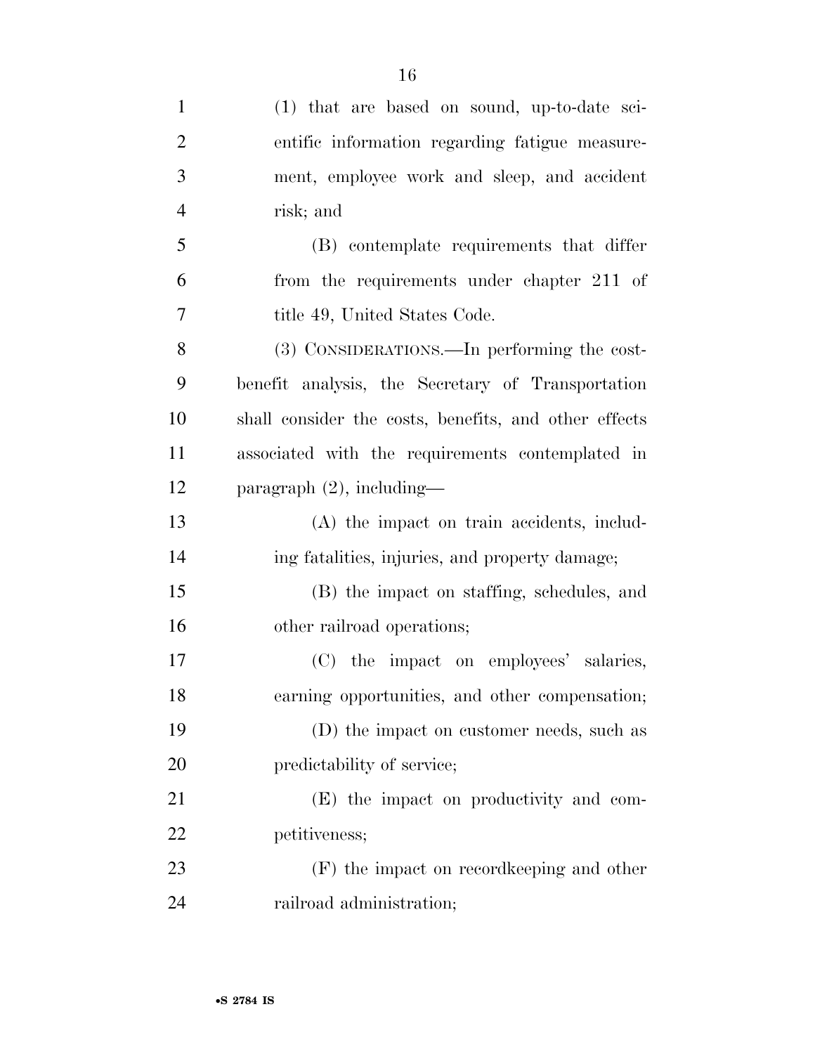(1) that are based on sound, up-to-date scientific information regarding fatigue measurement, employee work and sleep, and accident risk; and

(B) contemplate requirements that differ from the requirements under chapter 211 of title 49, United States Code.

(3) CONSIDERATIONS.—In performing the cost-benefit analysis, the Secretary of Transportation shall consider the costs, benefits, and other effects associated with the requirements contemplated in paragraph (2), including—

(A) the impact on train accidents, including fatalities, injuries, and property damage;

(B) the impact on staffing, schedules, and other railroad operations;

(C) the impact on employees' salaries, earning opportunities, and other compensation;

(D) the impact on customer needs, such as predictability of service;

(E) the impact on productivity and competitiveness;

(F) the impact on recordkeeping and other railroad administration;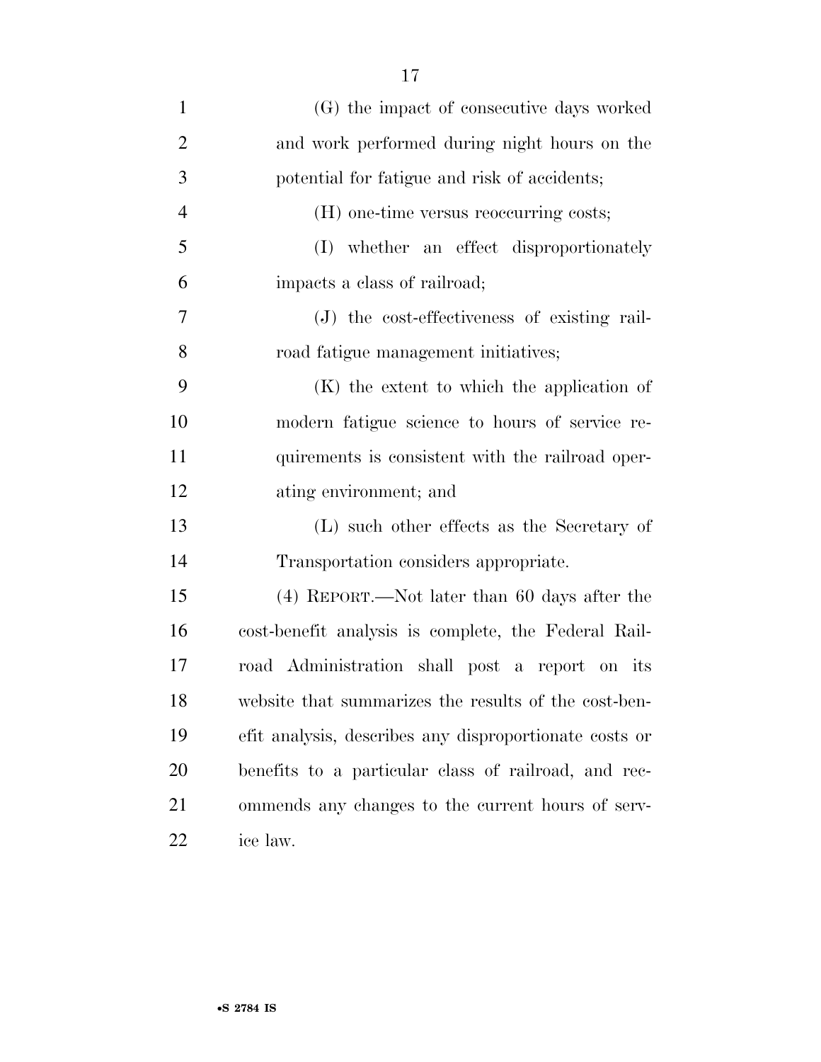(G) the impact of consecutive days worked and work performed during night hours on the potential for fatigue and risk of accidents;

(H) one-time versus reoccurring costs;

(I) whether an effect disproportionately impacts a class of railroad;

(J) the cost-effectiveness of existing railroad fatigue management initiatives;

(K) the extent to which the application of modern fatigue science to hours of service requirements is consistent with the railroad operating environment; and

(L) such other effects as the Secretary of Transportation considers appropriate.

(4) REPORT.—Not later than 60 days after the cost-benefit analysis is complete, the Federal Railroad Administration shall post a report on its website that summarizes the results of the cost-benefit analysis, describes any disproportionate costs or benefits to a particular class of railroad, and recommends any changes to the current hours of service law.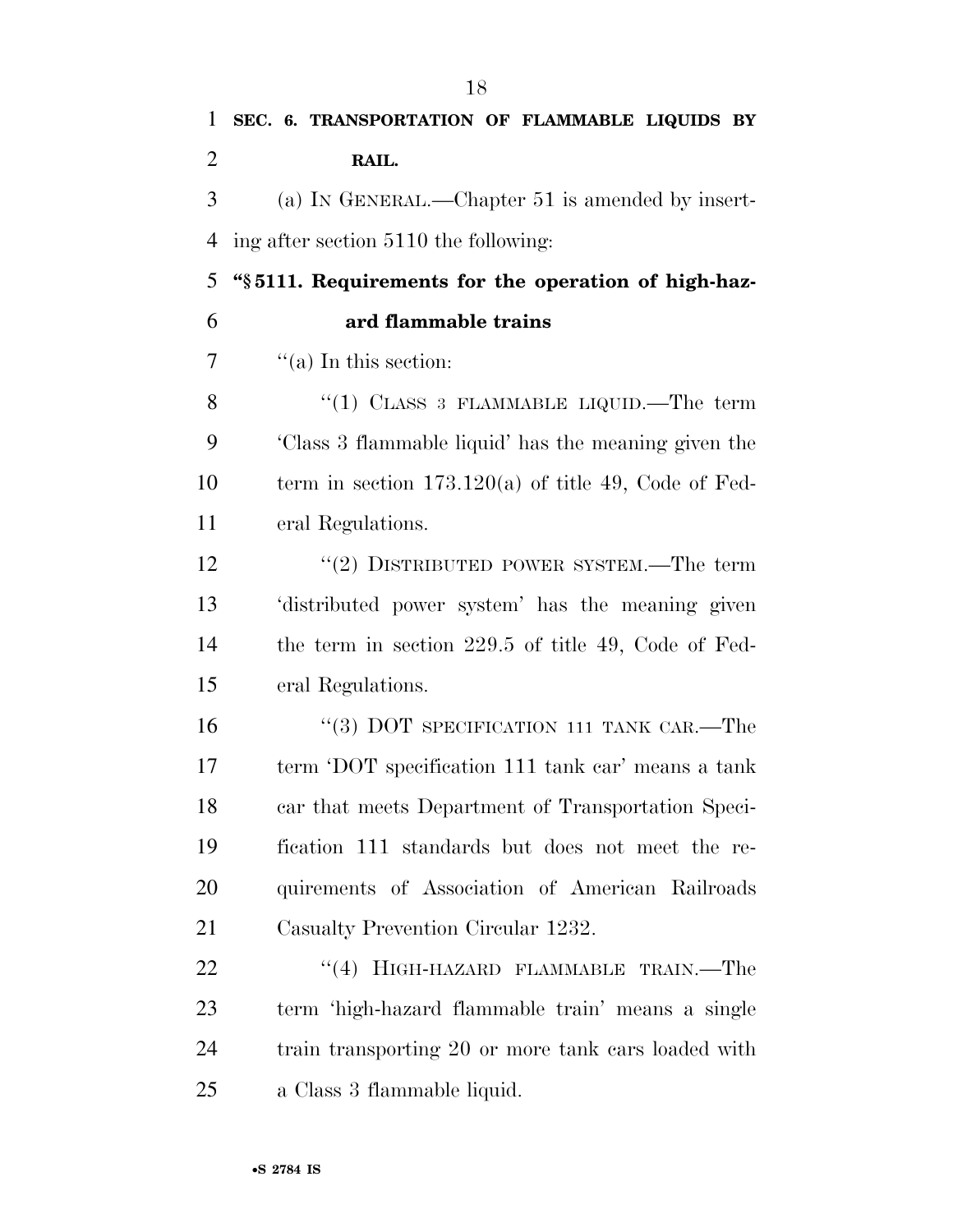**SEC. 6. TRANSPORTATION OF FLAMMABLE LIQUIDS BY RAIL.**

(a) IN GENERAL.—Chapter 51 is amended by inserting after section 5110 the following:

**"§ 5111. Requirements for the operation of high-hazard flammable trains**

"(a) In this section:

"(1) CLASS 3 FLAMMABLE LIQUID.—The term 'Class 3 flammable liquid' has the meaning given the term in section 173.120(a) of title 49, Code of Federal Regulations.

"(2) DISTRIBUTED POWER SYSTEM.—The term 'distributed power system' has the meaning given the term in section 229.5 of title 49, Code of Federal Regulations.

"(3) DOT SPECIFICATION 111 TANK CAR.—The term 'DOT specification 111 tank car' means a tank car that meets Department of Transportation Specification 111 standards but does not meet the requirements of Association of American Railroads Casualty Prevention Circular 1232.

"(4) HIGH-HAZARD FLAMMABLE TRAIN.—The term 'high-hazard flammable train' means a single train transporting 20 or more tank cars loaded with a Class 3 flammable liquid.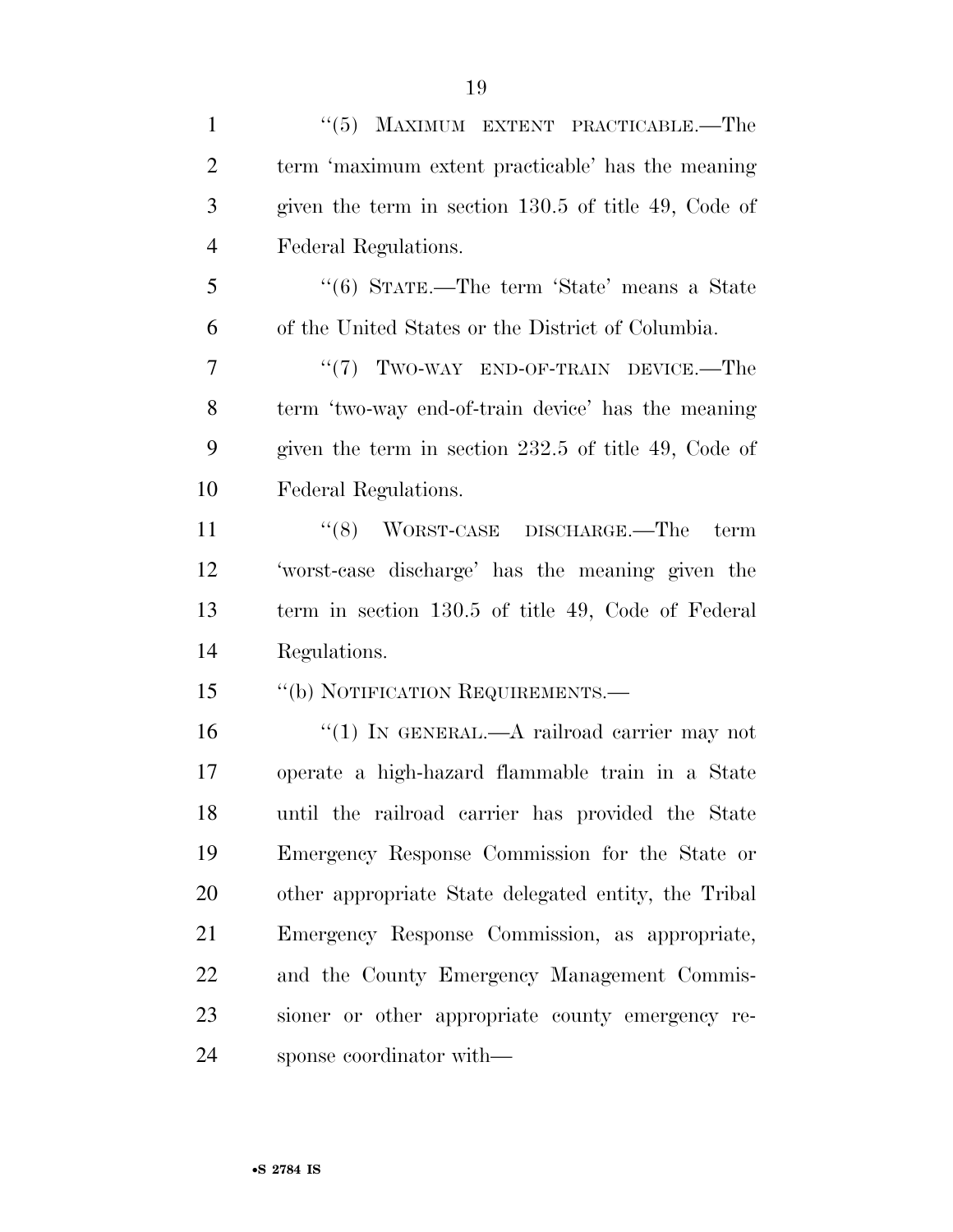"(5) MAXIMUM EXTENT PRACTICABLE.—The term 'maximum extent practicable' has the meaning given the term in section 130.5 of title 49, Code of Federal Regulations.

"(6) STATE.—The term 'State' means a State of the United States or the District of Columbia.

"(7) TWO-WAY END-OF-TRAIN DEVICE.—The term 'two-way end-of-train device' has the meaning given the term in section 232.5 of title 49, Code of Federal Regulations.

"(8) WORST-CASE DISCHARGE.—The term 'worst-case discharge' has the meaning given the term in section 130.5 of title 49, Code of Federal Regulations.

"(b) NOTIFICATION REQUIREMENTS.—

"(1) IN GENERAL.—A railroad carrier may not operate a high-hazard flammable train in a State until the railroad carrier has provided the State Emergency Response Commission for the State or other appropriate State delegated entity, the Tribal Emergency Response Commission, as appropriate, and the County Emergency Management Commissioner or other appropriate county emergency response coordinator with—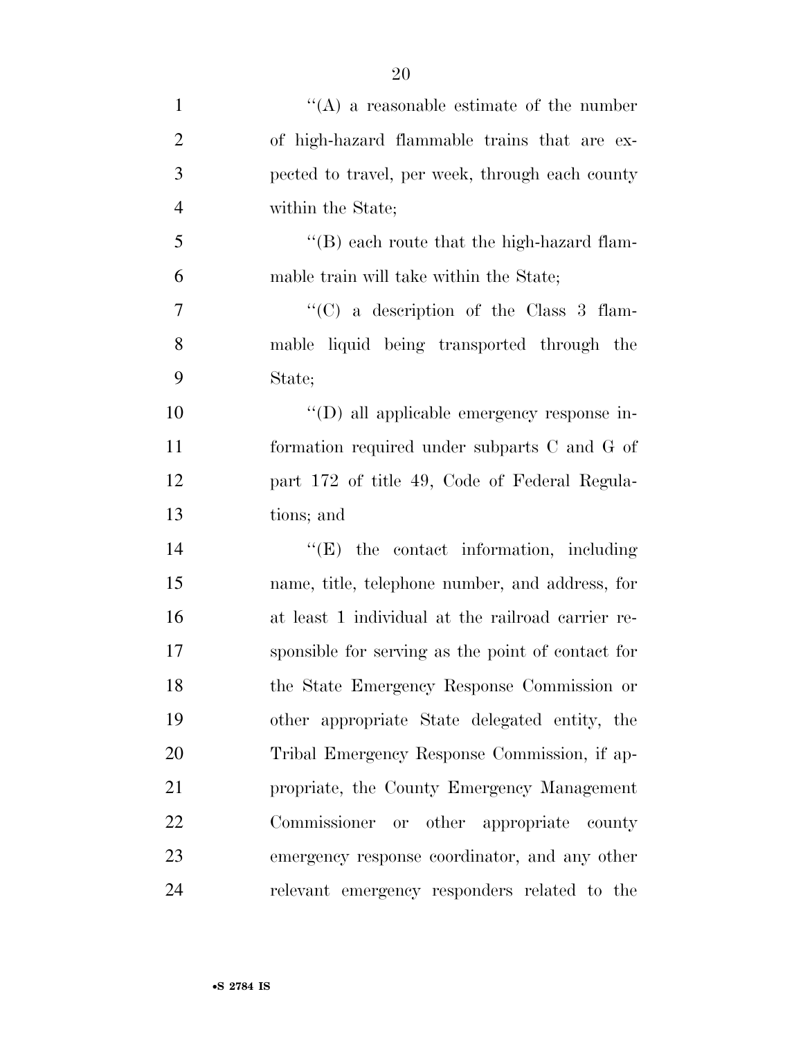''(A) a reasonable estimate of the number of high-hazard flammable trains that are expected to travel, per week, through each county within the State;

''(B) each route that the high-hazard flammable train will take within the State;

''(C) a description of the Class 3 flammable liquid being transported through the State;

''(D) all applicable emergency response information required under subparts C and G of part 172 of title 49, Code of Federal Regulations; and

''(E) the contact information, including name, title, telephone number, and address, for at least 1 individual at the railroad carrier responsible for serving as the point of contact for the State Emergency Response Commission or other appropriate State delegated entity, the Tribal Emergency Response Commission, if appropriate, the County Emergency Management Commissioner or other appropriate county emergency response coordinator, and any other relevant emergency responders related to the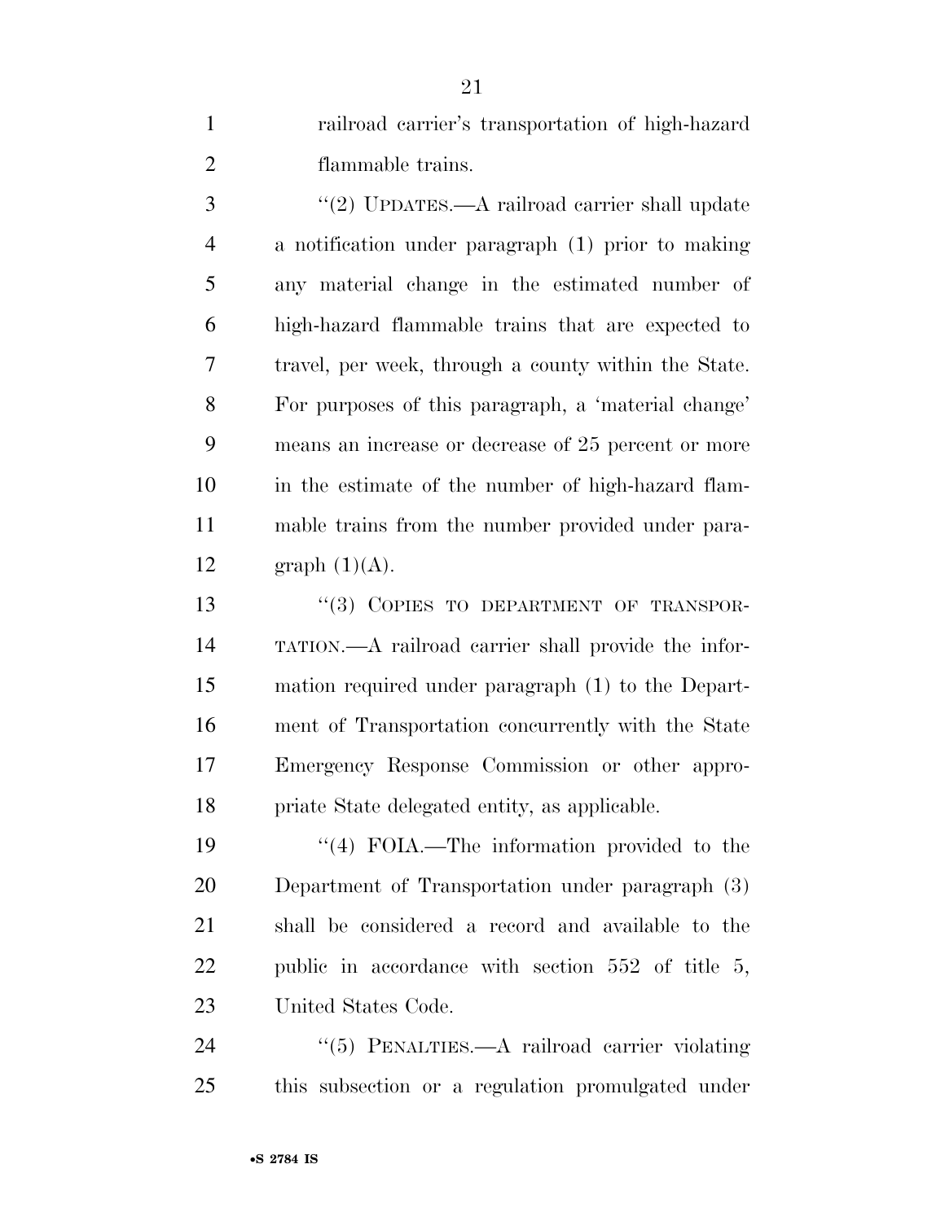railroad carrier's transportation of high-hazard flammable trains.

"(2) UPDATES.—A railroad carrier shall update a notification under paragraph (1) prior to making any material change in the estimated number of high-hazard flammable trains that are expected to travel, per week, through a county within the State. For purposes of this paragraph, a 'material change' means an increase or decrease of 25 percent or more in the estimate of the number of high-hazard flammable trains from the number provided under paragraph (1)(A).

"(3) COPIES TO DEPARTMENT OF TRANSPORTATION.—A railroad carrier shall provide the information required under paragraph (1) to the Department of Transportation concurrently with the State Emergency Response Commission or other appropriate State delegated entity, as applicable.

"(4) FOIA.—The information provided to the Department of Transportation under paragraph (3) shall be considered a record and available to the public in accordance with section 552 of title 5, United States Code.

"(5) PENALTIES.—A railroad carrier violating this subsection or a regulation promulgated under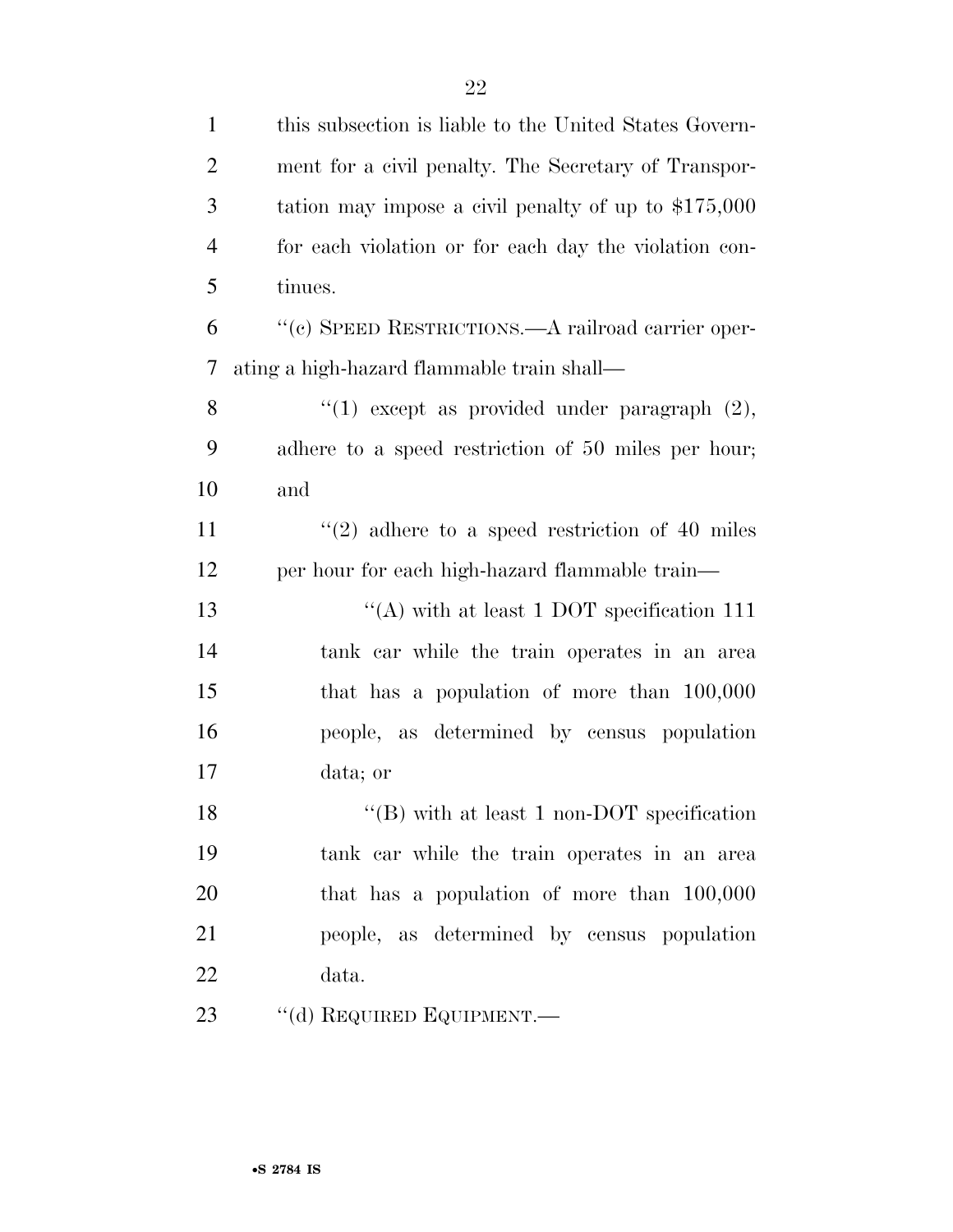this subsection is liable to the United States Government for a civil penalty. The Secretary of Transportation may impose a civil penalty of up to $175,000 for each violation or for each day the violation continues.

"(c) SPEED RESTRICTIONS.—A railroad carrier operating a high-hazard flammable train shall—

"(1) except as provided under paragraph (2), adhere to a speed restriction of 50 miles per hour; and

"(2) adhere to a speed restriction of 40 miles per hour for each high-hazard flammable train—

"(A) with at least 1 DOT specification 111 tank car while the train operates in an area that has a population of more than 100,000 people, as determined by census population data; or

"(B) with at least 1 non-DOT specification tank car while the train operates in an area that has a population of more than 100,000 people, as determined by census population data.

"(d) REQUIRED EQUIPMENT.—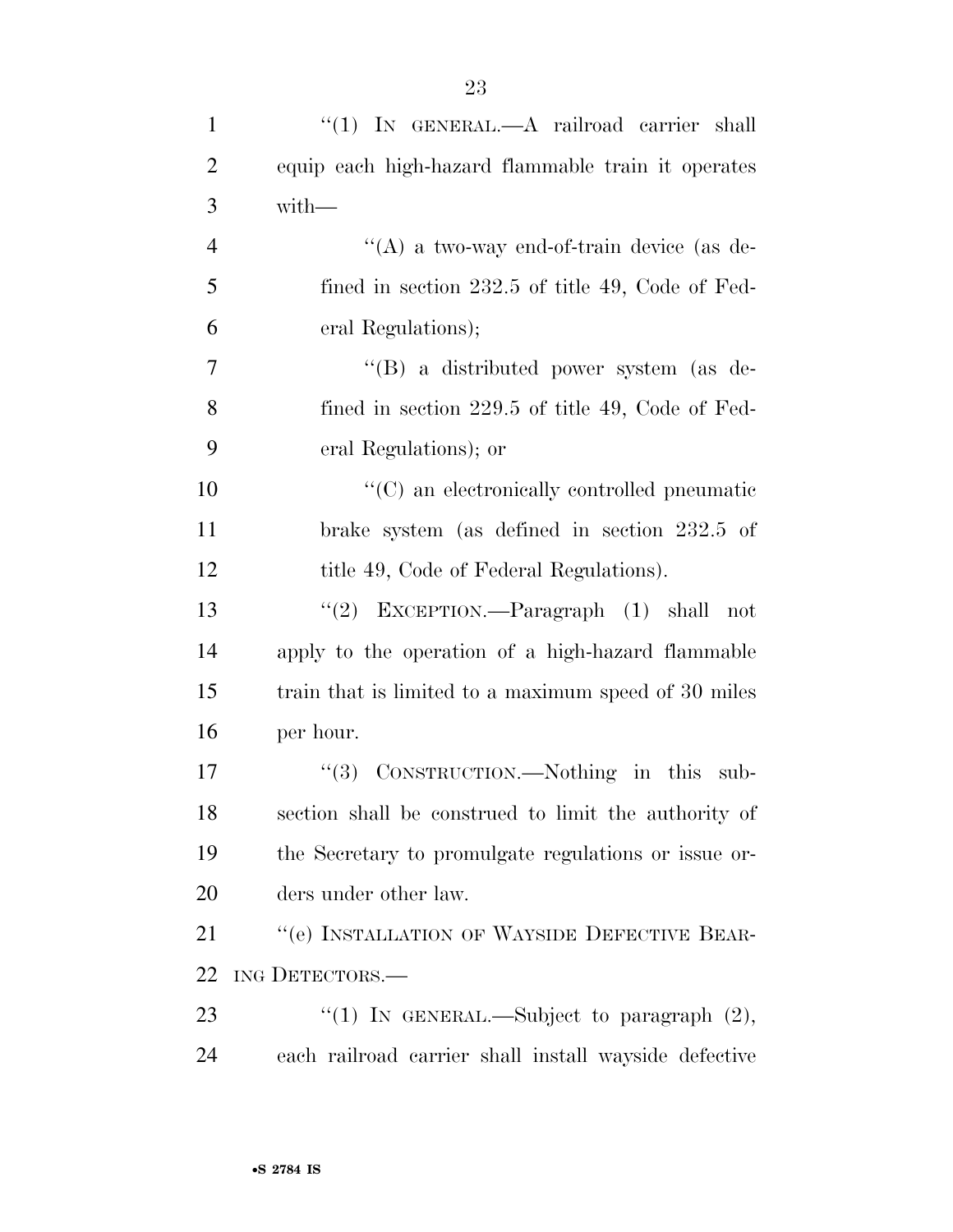''(1) IN GENERAL.—A railroad carrier shall equip each high-hazard flammable train it operates with—

''(A) a two-way end-of-train device (as defined in section 232.5 of title 49, Code of Federal Regulations);

''(B) a distributed power system (as defined in section 229.5 of title 49, Code of Federal Regulations); or

''(C) an electronically controlled pneumatic brake system (as defined in section 232.5 of title 49, Code of Federal Regulations).

''(2) EXCEPTION.—Paragraph (1) shall not apply to the operation of a high-hazard flammable train that is limited to a maximum speed of 30 miles per hour.

''(3) CONSTRUCTION.—Nothing in this subsection shall be construed to limit the authority of the Secretary to promulgate regulations or issue orders under other law.

''(e) INSTALLATION OF WAYSIDE DEFECTIVE BEARING DETECTORS.—

''(1) IN GENERAL.—Subject to paragraph (2), each railroad carrier shall install wayside defective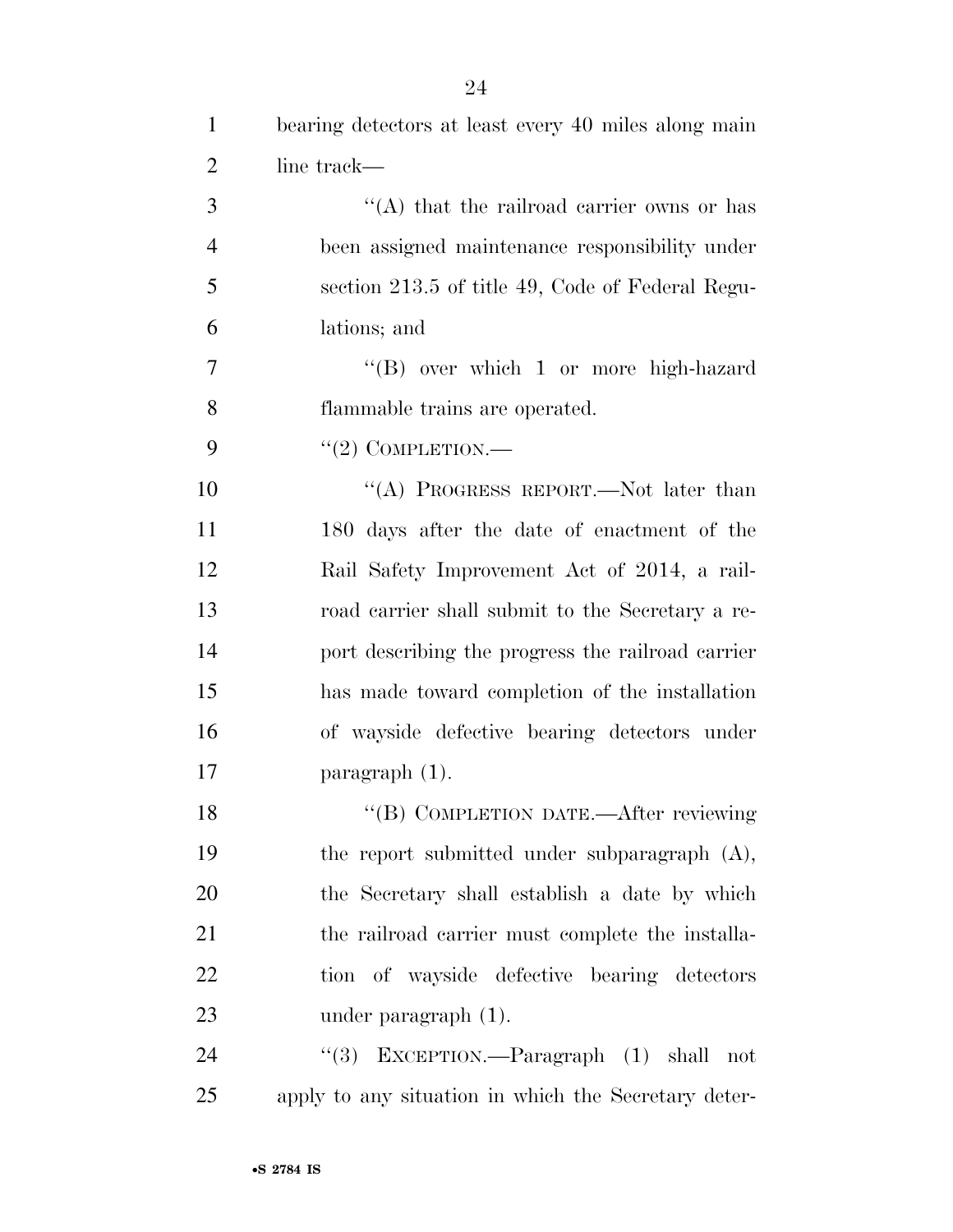bearing detectors at least every 40 miles along main line track—

"(A) that the railroad carrier owns or has been assigned maintenance responsibility under section 213.5 of title 49, Code of Federal Regulations; and

"(B) over which 1 or more high-hazard flammable trains are operated.

"(2) COMPLETION.—

"(A) PROGRESS REPORT.—Not later than 180 days after the date of enactment of the Rail Safety Improvement Act of 2014, a railroad carrier shall submit to the Secretary a report describing the progress the railroad carrier has made toward completion of the installation of wayside defective bearing detectors under paragraph (1).

"(B) COMPLETION DATE.—After reviewing the report submitted under subparagraph (A), the Secretary shall establish a date by which the railroad carrier must complete the installation of wayside defective bearing detectors under paragraph (1).

"(3) EXCEPTION.—Paragraph (1) shall not apply to any situation in which the Secretary deter-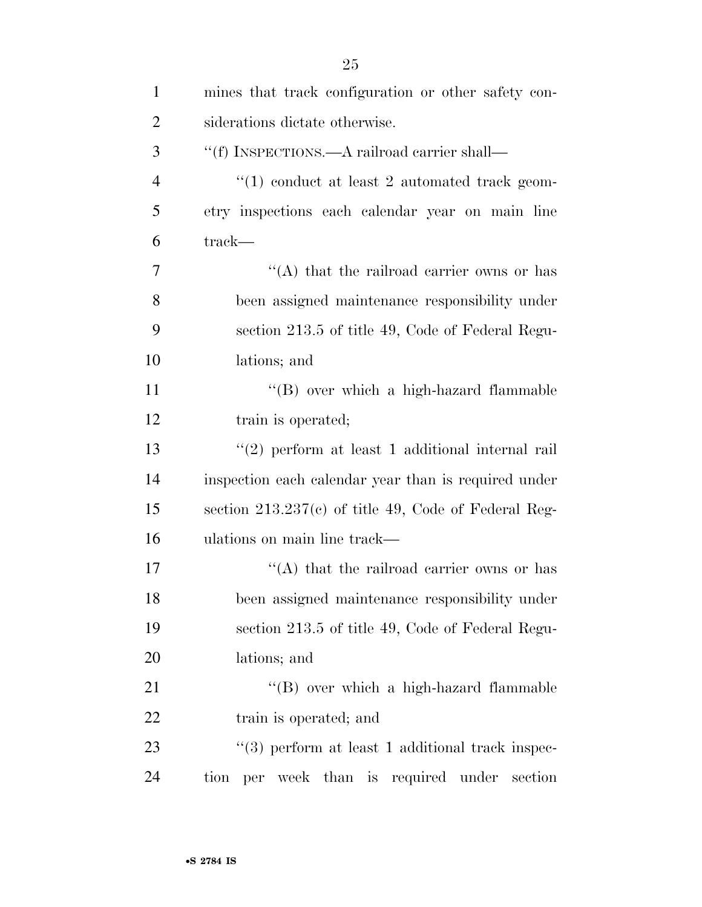mines that track configuration or other safety considerations dictate otherwise.

"(f) INSPECTIONS.—A railroad carrier shall—

"(1) conduct at least 2 automated track geometry inspections each calendar year on main line track—

"(A) that the railroad carrier owns or has been assigned maintenance responsibility under section 213.5 of title 49, Code of Federal Regulations; and

"(B) over which a high-hazard flammable train is operated;

"(2) perform at least 1 additional internal rail inspection each calendar year than is required under section 213.237(c) of title 49, Code of Federal Regulations on main line track—

"(A) that the railroad carrier owns or has been assigned maintenance responsibility under section 213.5 of title 49, Code of Federal Regulations; and

"(B) over which a high-hazard flammable train is operated; and

"(3) perform at least 1 additional track inspection per week than is required under section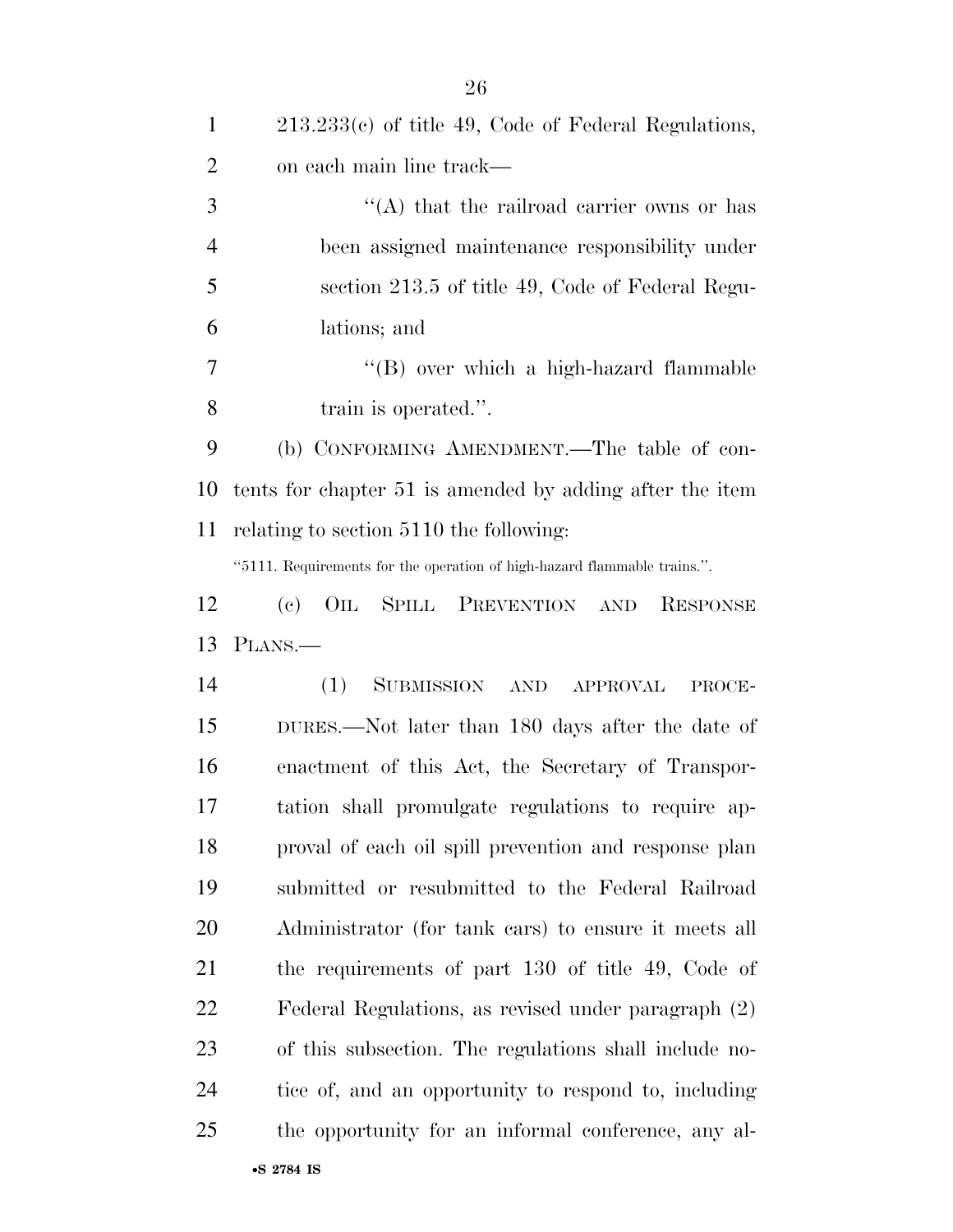213.233(c) of title 49, Code of Federal Regulations, on each main line track—

"(A) that the railroad carrier owns or has been assigned maintenance responsibility under section 213.5 of title 49, Code of Federal Regulations; and

"(B) over which a high-hazard flammable train is operated.".

(b) CONFORMING AMENDMENT.—The table of contents for chapter 51 is amended by adding after the item relating to section 5110 the following:

"5111. Requirements for the operation of high-hazard flammable trains.".

(c) OIL SPILL PREVENTION AND RESPONSE PLANS.—

(1) SUBMISSION AND APPROVAL PROCEDURES.—Not later than 180 days after the date of enactment of this Act, the Secretary of Transportation shall promulgate regulations to require approval of each oil spill prevention and response plan submitted or resubmitted to the Federal Railroad Administrator (for tank cars) to ensure it meets all the requirements of part 130 of title 49, Code of Federal Regulations, as revised under paragraph (2) of this subsection. The regulations shall include notice of, and an opportunity to respond to, including the opportunity for an informal conference, any al-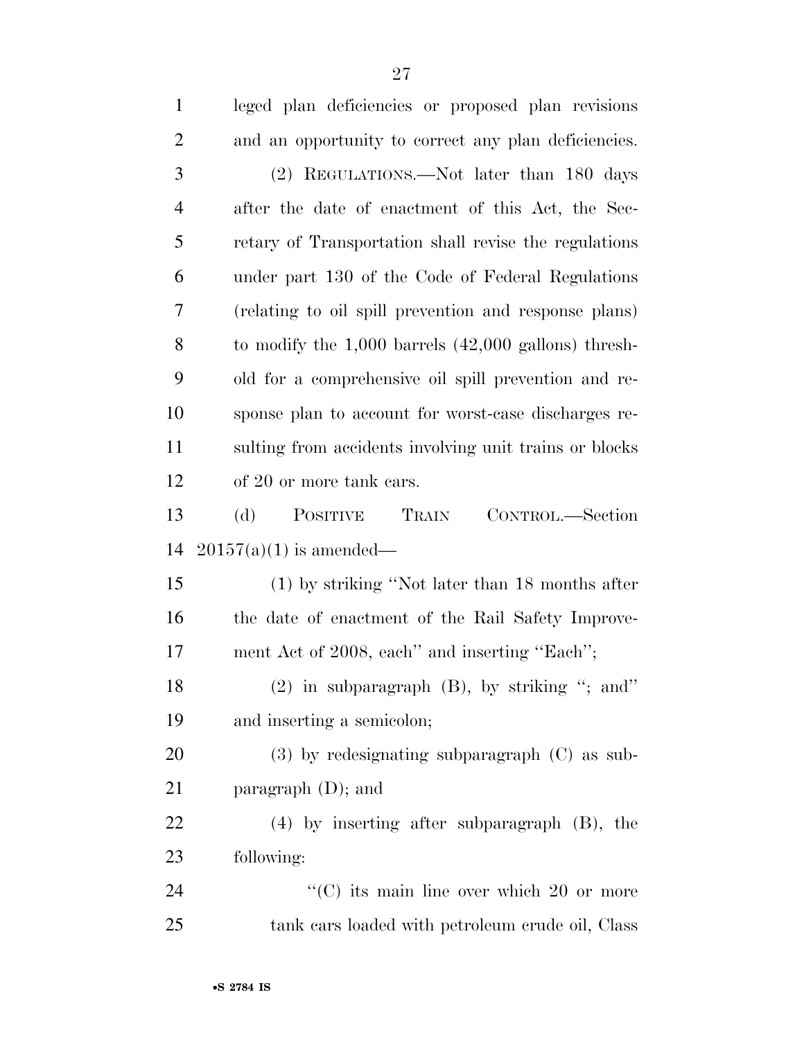leged plan deficiencies or proposed plan revisions and an opportunity to correct any plan deficiencies.

(2) REGULATIONS.—Not later than 180 days after the date of enactment of this Act, the Secretary of Transportation shall revise the regulations under part 130 of the Code of Federal Regulations (relating to oil spill prevention and response plans) to modify the 1,000 barrels (42,000 gallons) threshold for a comprehensive oil spill prevention and response plan to account for worst-case discharges resulting from accidents involving unit trains or blocks of 20 or more tank cars.

(d) POSITIVE TRAIN CONTROL.—Section 20157(a)(1) is amended—

(1) by striking "Not later than 18 months after the date of enactment of the Rail Safety Improvement Act of 2008, each" and inserting "Each";

(2) in subparagraph (B), by striking "; and" and inserting a semicolon;

(3) by redesignating subparagraph (C) as subparagraph (D); and

(4) by inserting after subparagraph (B), the following:

"(C) its main line over which 20 or more tank cars loaded with petroleum crude oil, Class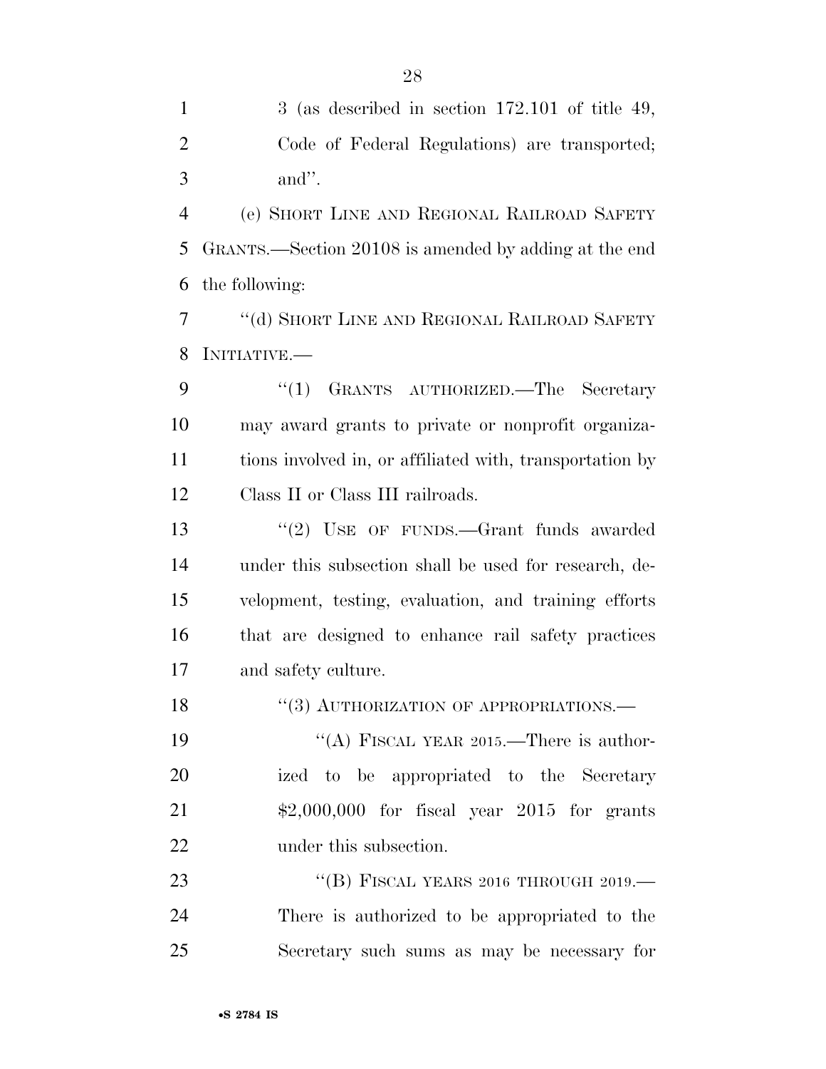3 (as described in section 172.101 of title 49, Code of Federal Regulations) are transported; and''.

(e) SHORT LINE AND REGIONAL RAILROAD SAFETY GRANTS.—Section 20108 is amended by adding at the end the following:

''(d) SHORT LINE AND REGIONAL RAILROAD SAFETY INITIATIVE.—

''(1) GRANTS AUTHORIZED.—The Secretary may award grants to private or nonprofit organizations involved in, or affiliated with, transportation by Class II or Class III railroads.

''(2) USE OF FUNDS.—Grant funds awarded under this subsection shall be used for research, development, testing, evaluation, and training efforts that are designed to enhance rail safety practices and safety culture.

''(3) AUTHORIZATION OF APPROPRIATIONS.—

''(A) FISCAL YEAR 2015.—There is authorized to be appropriated to the Secretary $2,000,000 for fiscal year 2015 for grants under this subsection.

''(B) FISCAL YEARS 2016 THROUGH 2019.—There is authorized to be appropriated to the Secretary such sums as may be necessary for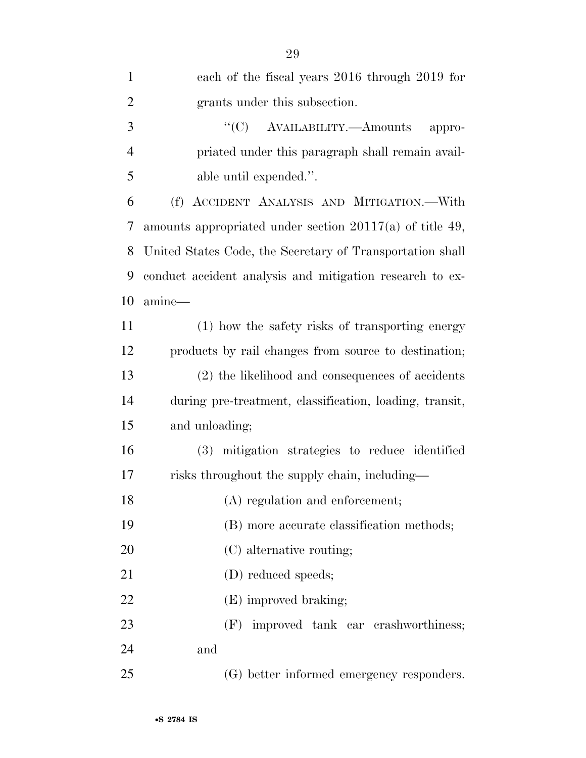each of the fiscal years 2016 through 2019 for grants under this subsection.

"(C) AVAILABILITY.—Amounts appropriated under this paragraph shall remain available until expended.".

(f) ACCIDENT ANALYSIS AND MITIGATION.—With amounts appropriated under section 20117(a) of title 49, United States Code, the Secretary of Transportation shall conduct accident analysis and mitigation research to examine—

(1) how the safety risks of transporting energy products by rail changes from source to destination;

(2) the likelihood and consequences of accidents during pre-treatment, classification, loading, transit, and unloading;

(3) mitigation strategies to reduce identified risks throughout the supply chain, including—

(A) regulation and enforcement;

(B) more accurate classification methods;

(C) alternative routing;

(D) reduced speeds;

(E) improved braking;

(F) improved tank car crashworthiness; and

(G) better informed emergency responders.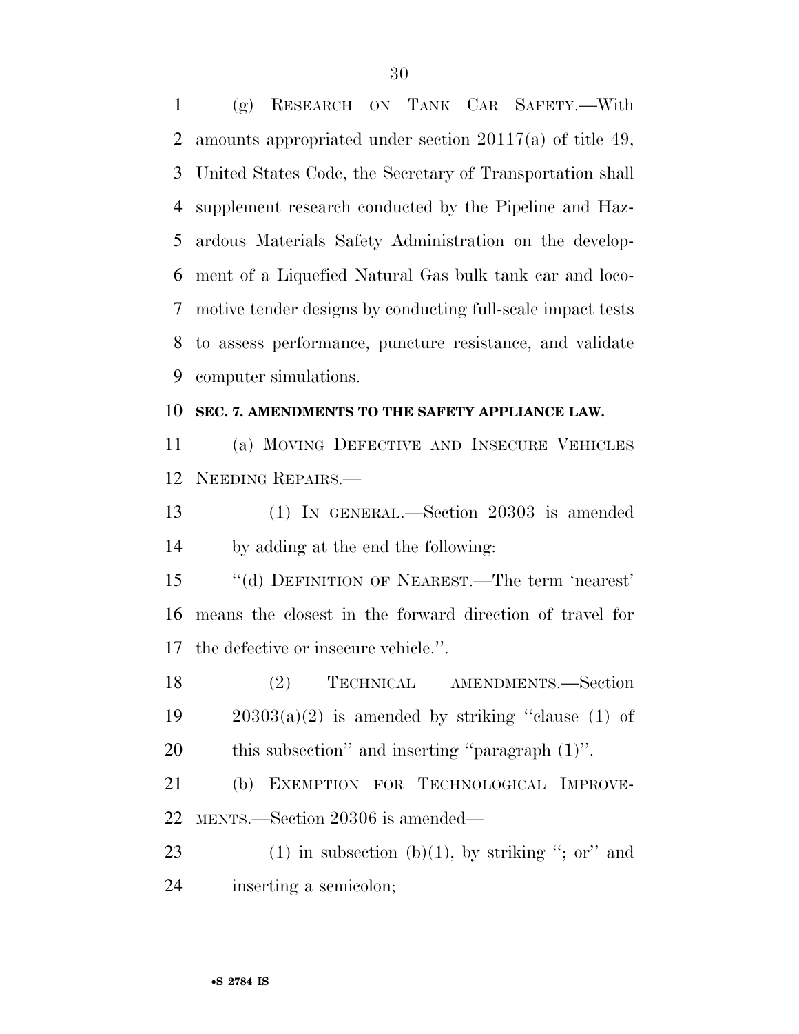(g) RESEARCH ON TANK CAR SAFETY.—With amounts appropriated under section 20117(a) of title 49, United States Code, the Secretary of Transportation shall supplement research conducted by the Pipeline and Hazardous Materials Safety Administration on the development of a Liquefied Natural Gas bulk tank car and locomotive tender designs by conducting full-scale impact tests to assess performance, puncture resistance, and validate computer simulations.

**SEC. 7. AMENDMENTS TO THE SAFETY APPLIANCE LAW.**

(a) MOVING DEFECTIVE AND INSECURE VEHICLES NEEDING REPAIRS.—

(1) IN GENERAL.—Section 20303 is amended by adding at the end the following:

"(d) DEFINITION OF NEAREST.—The term 'nearest' means the closest in the forward direction of travel for the defective or insecure vehicle.".

(2) TECHNICAL AMENDMENTS.—Section 20303(a)(2) is amended by striking "clause (1) of this subsection" and inserting "paragraph (1)".

(b) EXEMPTION FOR TECHNOLOGICAL IMPROVEMENTS.—Section 20306 is amended—

(1) in subsection (b)(1), by striking "; or" and inserting a semicolon;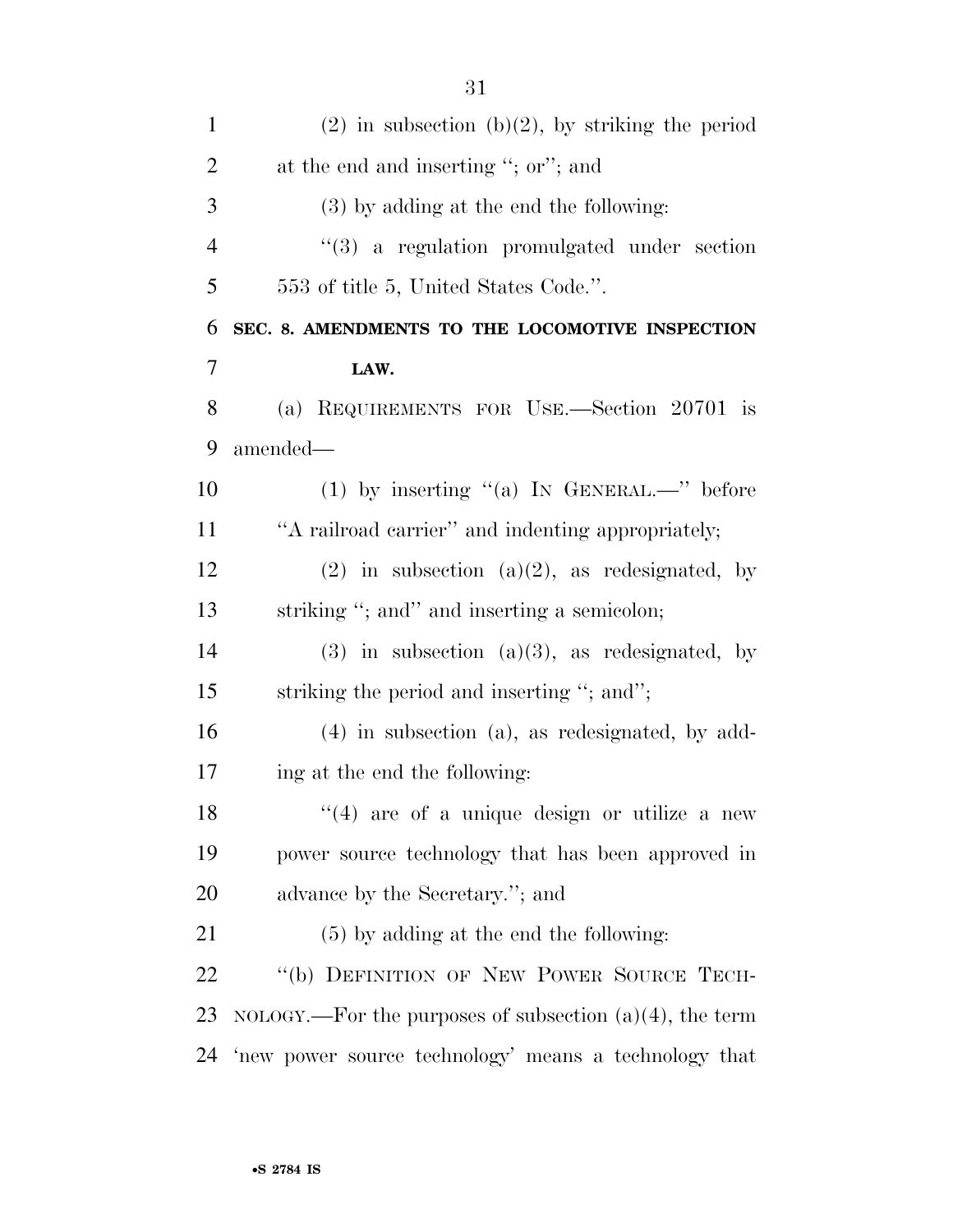(2) in subsection (b)(2), by striking the period at the end and inserting ''; or''; and

(3) by adding at the end the following:

''(3) a regulation promulgated under section 553 of title 5, United States Code.''.

**SEC. 8. AMENDMENTS TO THE LOCOMOTIVE INSPECTION LAW.**

(a) REQUIREMENTS FOR USE.—Section 20701 is amended—

(1) by inserting ''(a) IN GENERAL.—'' before ''A railroad carrier'' and indenting appropriately;

(2) in subsection (a)(2), as redesignated, by striking ''; and'' and inserting a semicolon;

(3) in subsection (a)(3), as redesignated, by striking the period and inserting ''; and'';

(4) in subsection (a), as redesignated, by adding at the end the following:

''(4) are of a unique design or utilize a new power source technology that has been approved in advance by the Secretary.''; and

(5) by adding at the end the following:

''(b) DEFINITION OF NEW POWER SOURCE TECHNOLOGY.—For the purposes of subsection (a)(4), the term 'new power source technology' means a technology that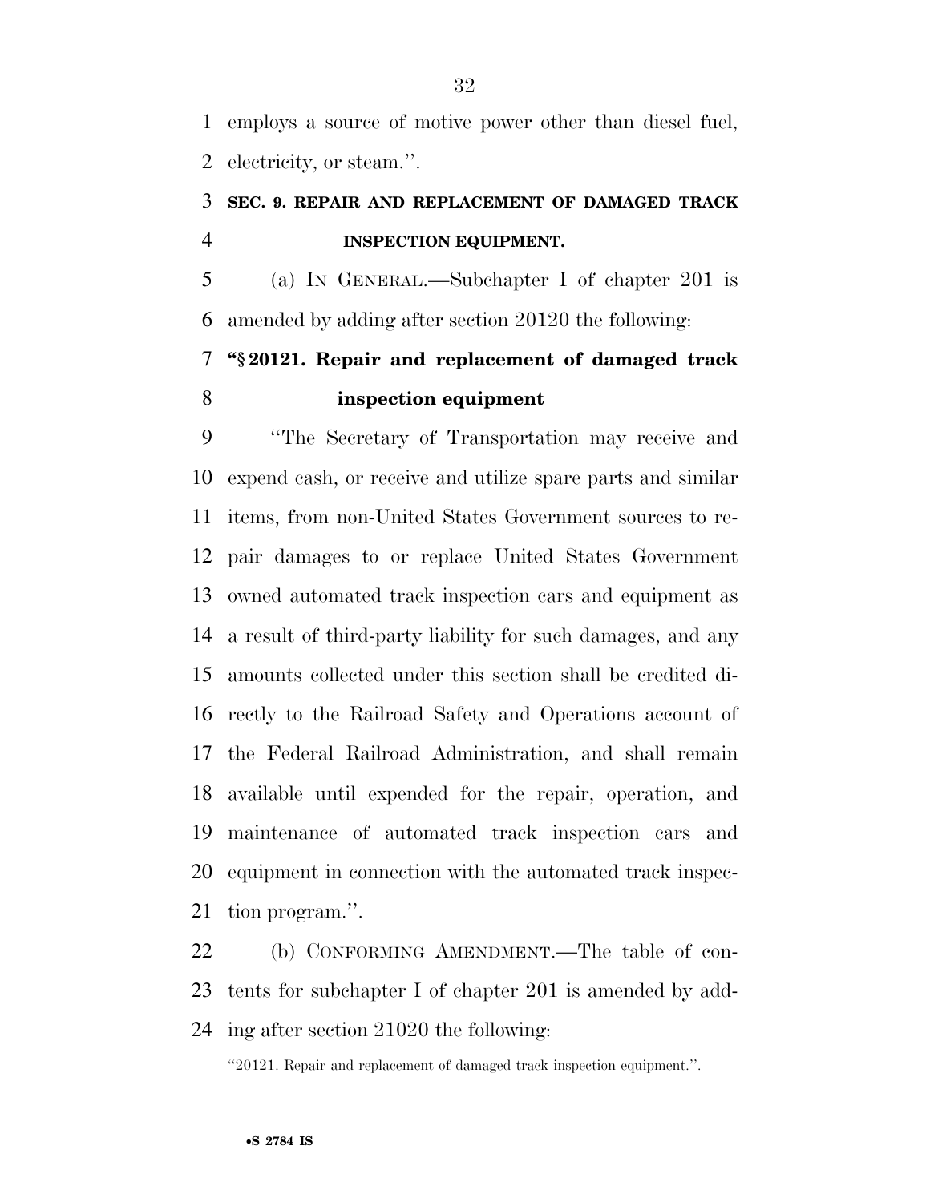employs a source of motive power other than diesel fuel, electricity, or steam.''.

**SEC. 9. REPAIR AND REPLACEMENT OF DAMAGED TRACK INSPECTION EQUIPMENT.**

(a) IN GENERAL.—Subchapter I of chapter 201 is amended by adding after section 20120 the following:

**"§ 20121. Repair and replacement of damaged track inspection equipment**

"The Secretary of Transportation may receive and expend cash, or receive and utilize spare parts and similar items, from non-United States Government sources to repair damages to or replace United States Government owned automated track inspection cars and equipment as a result of third-party liability for such damages, and any amounts collected under this section shall be credited directly to the Railroad Safety and Operations account of the Federal Railroad Administration, and shall remain available until expended for the repair, operation, and maintenance of automated track inspection cars and equipment in connection with the automated track inspection program.''.

(b) CONFORMING AMENDMENT.—The table of contents for subchapter I of chapter 201 is amended by adding after section 21020 the following:

"20121. Repair and replacement of damaged track inspection equipment.''.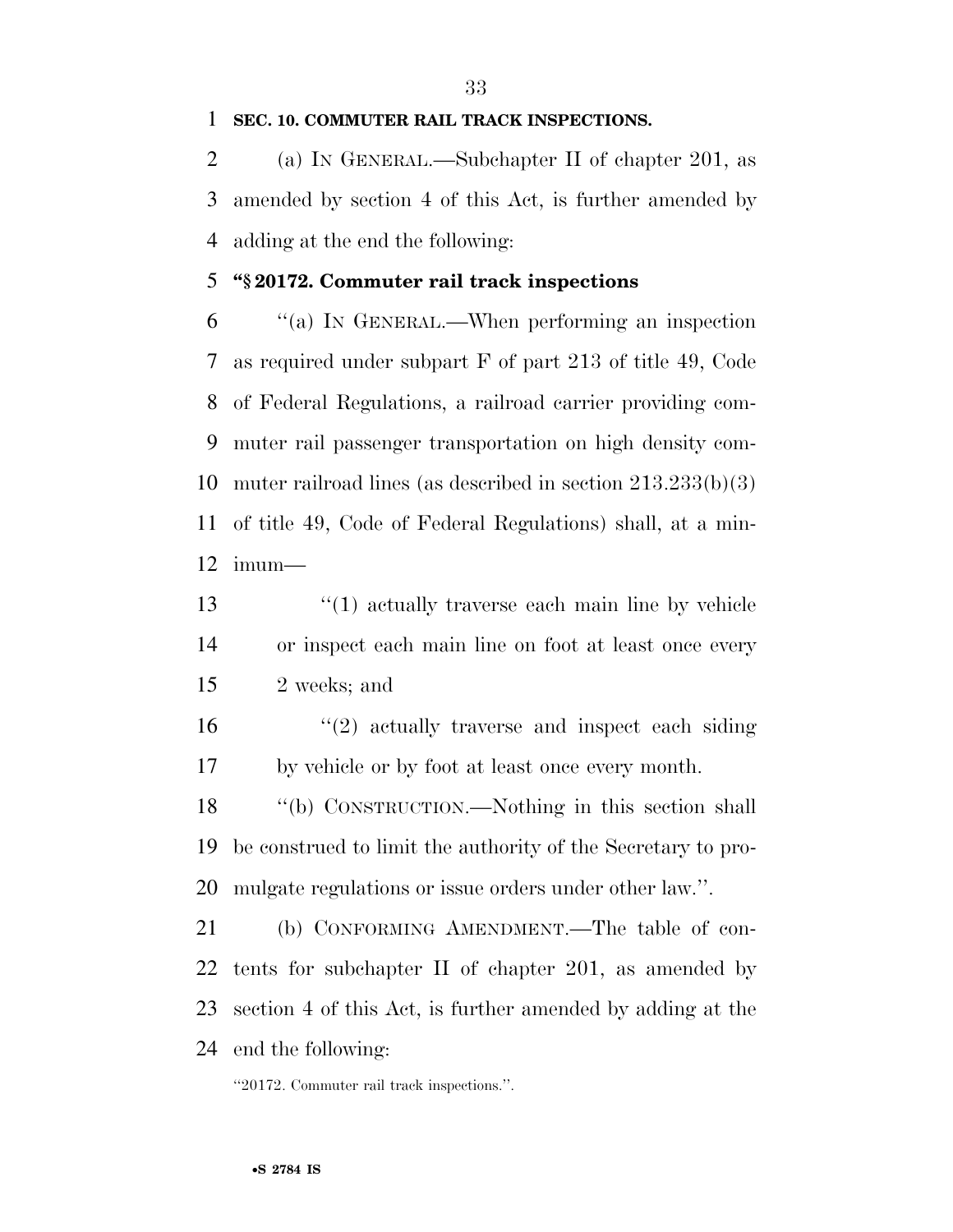**SEC. 10. COMMUTER RAIL TRACK INSPECTIONS.**

(a) IN GENERAL.—Subchapter II of chapter 201, as amended by section 4 of this Act, is further amended by adding at the end the following:

**"§ 20172. Commuter rail track inspections**

"(a) IN GENERAL.—When performing an inspection as required under subpart F of part 213 of title 49, Code of Federal Regulations, a railroad carrier providing commuter rail passenger transportation on high density commuter railroad lines (as described in section 213.233(b)(3) of title 49, Code of Federal Regulations) shall, at a minimum—

"(1) actually traverse each main line by vehicle or inspect each main line on foot at least once every 2 weeks; and

"(2) actually traverse and inspect each siding by vehicle or by foot at least once every month.

"(b) CONSTRUCTION.—Nothing in this section shall be construed to limit the authority of the Secretary to promulgate regulations or issue orders under other law.".

(b) CONFORMING AMENDMENT.—The table of contents for subchapter II of chapter 201, as amended by section 4 of this Act, is further amended by adding at the end the following:

"20172. Commuter rail track inspections.".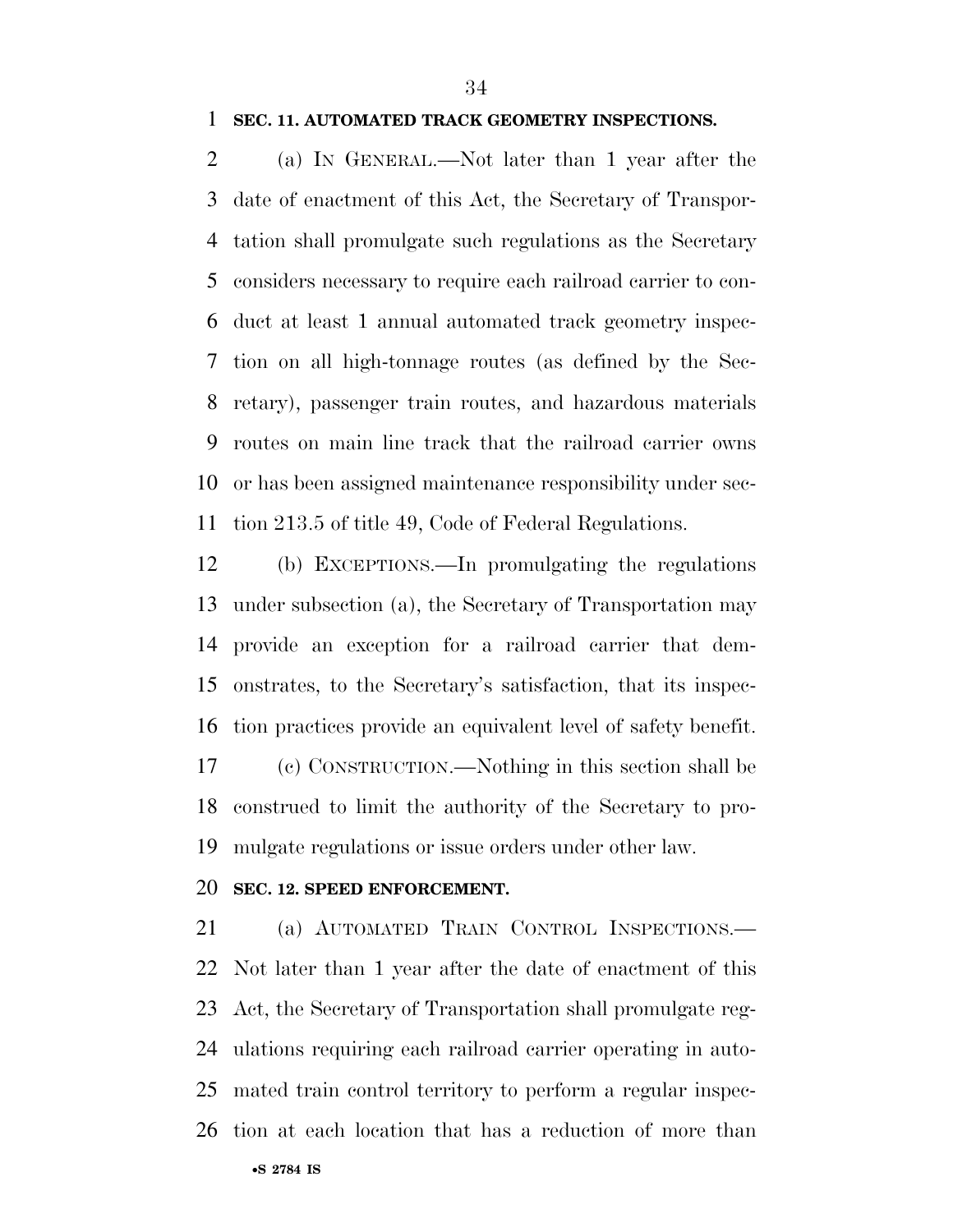**SEC. 11. AUTOMATED TRACK GEOMETRY INSPECTIONS.**

(a) IN GENERAL.—Not later than 1 year after the date of enactment of this Act, the Secretary of Transportation shall promulgate such regulations as the Secretary considers necessary to require each railroad carrier to conduct at least 1 annual automated track geometry inspection on all high-tonnage routes (as defined by the Secretary), passenger train routes, and hazardous materials routes on main line track that the railroad carrier owns or has been assigned maintenance responsibility under section 213.5 of title 49, Code of Federal Regulations.

(b) EXCEPTIONS.—In promulgating the regulations under subsection (a), the Secretary of Transportation may provide an exception for a railroad carrier that demonstrates, to the Secretary's satisfaction, that its inspection practices provide an equivalent level of safety benefit.

(c) CONSTRUCTION.—Nothing in this section shall be construed to limit the authority of the Secretary to promulgate regulations or issue orders under other law.

**SEC. 12. SPEED ENFORCEMENT.**

(a) AUTOMATED TRAIN CONTROL INSPECTIONS.— Not later than 1 year after the date of enactment of this Act, the Secretary of Transportation shall promulgate regulations requiring each railroad carrier operating in automated train control territory to perform a regular inspection at each location that has a reduction of more than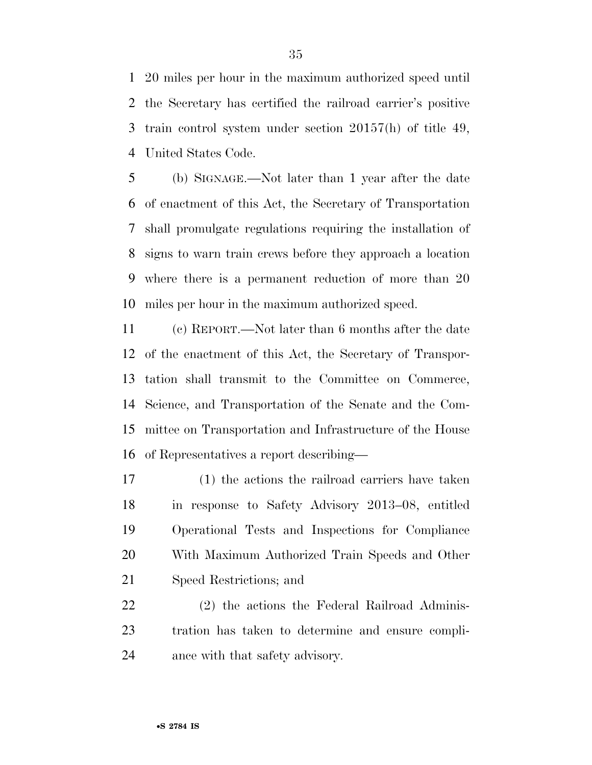20 miles per hour in the maximum authorized speed until the Secretary has certified the railroad carrier's positive train control system under section 20157(h) of title 49, United States Code.

(b) SIGNAGE.—Not later than 1 year after the date of enactment of this Act, the Secretary of Transportation shall promulgate regulations requiring the installation of signs to warn train crews before they approach a location where there is a permanent reduction of more than 20 miles per hour in the maximum authorized speed.

(c) REPORT.—Not later than 6 months after the date of the enactment of this Act, the Secretary of Transportation shall transmit to the Committee on Commerce, Science, and Transportation of the Senate and the Committee on Transportation and Infrastructure of the House of Representatives a report describing—

(1) the actions the railroad carriers have taken in response to Safety Advisory 2013–08, entitled Operational Tests and Inspections for Compliance With Maximum Authorized Train Speeds and Other Speed Restrictions; and

(2) the actions the Federal Railroad Administration has taken to determine and ensure compliance with that safety advisory.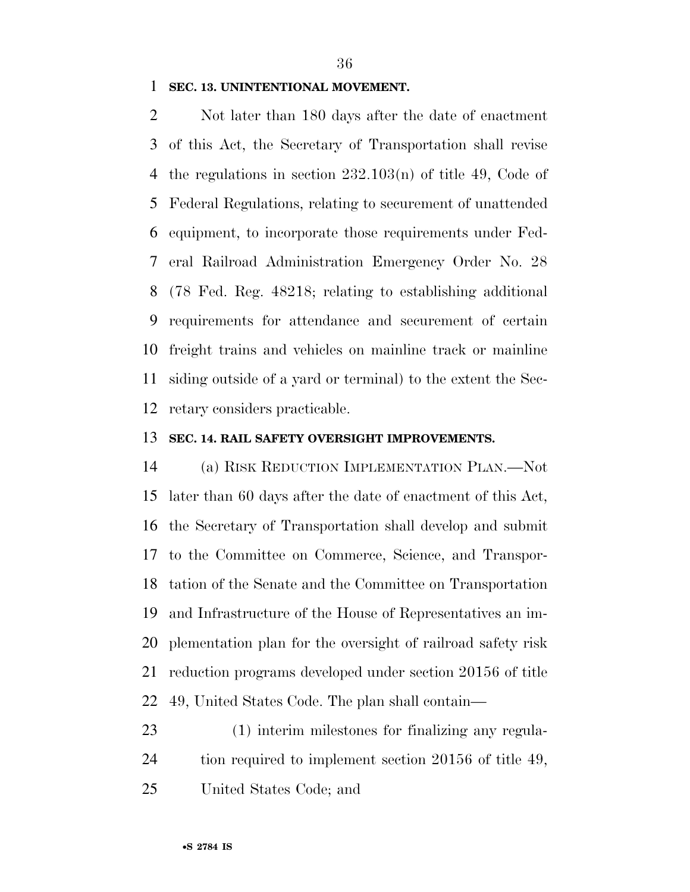**SEC. 13. UNINTENTIONAL MOVEMENT.**

Not later than 180 days after the date of enactment of this Act, the Secretary of Transportation shall revise the regulations in section 232.103(n) of title 49, Code of Federal Regulations, relating to securement of unattended equipment, to incorporate those requirements under Federal Railroad Administration Emergency Order No. 28 (78 Fed. Reg. 48218; relating to establishing additional requirements for attendance and securement of certain freight trains and vehicles on mainline track or mainline siding outside of a yard or terminal) to the extent the Secretary considers practicable.

**SEC. 14. RAIL SAFETY OVERSIGHT IMPROVEMENTS.**

(a) RISK REDUCTION IMPLEMENTATION PLAN.—Not later than 60 days after the date of enactment of this Act, the Secretary of Transportation shall develop and submit to the Committee on Commerce, Science, and Transportation of the Senate and the Committee on Transportation and Infrastructure of the House of Representatives an implementation plan for the oversight of railroad safety risk reduction programs developed under section 20156 of title 49, United States Code. The plan shall contain—

(1) interim milestones for finalizing any regulation required to implement section 20156 of title 49, United States Code; and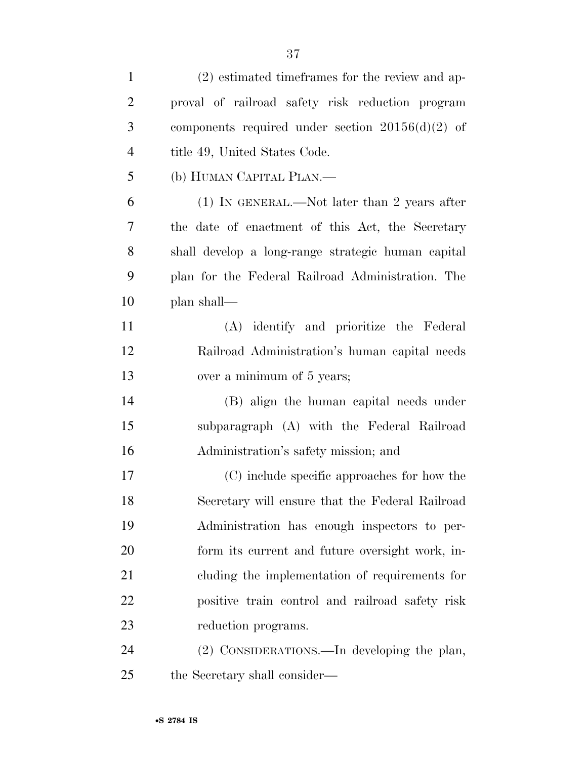(2) estimated timeframes for the review and approval of railroad safety risk reduction program components required under section 20156(d)(2) of title 49, United States Code.

(b) HUMAN CAPITAL PLAN.—

(1) IN GENERAL.—Not later than 2 years after the date of enactment of this Act, the Secretary shall develop a long-range strategic human capital plan for the Federal Railroad Administration. The plan shall—

(A) identify and prioritize the Federal Railroad Administration's human capital needs over a minimum of 5 years;

(B) align the human capital needs under subparagraph (A) with the Federal Railroad Administration's safety mission; and

(C) include specific approaches for how the Secretary will ensure that the Federal Railroad Administration has enough inspectors to perform its current and future oversight work, including the implementation of requirements for positive train control and railroad safety risk reduction programs.

(2) CONSIDERATIONS.—In developing the plan, the Secretary shall consider—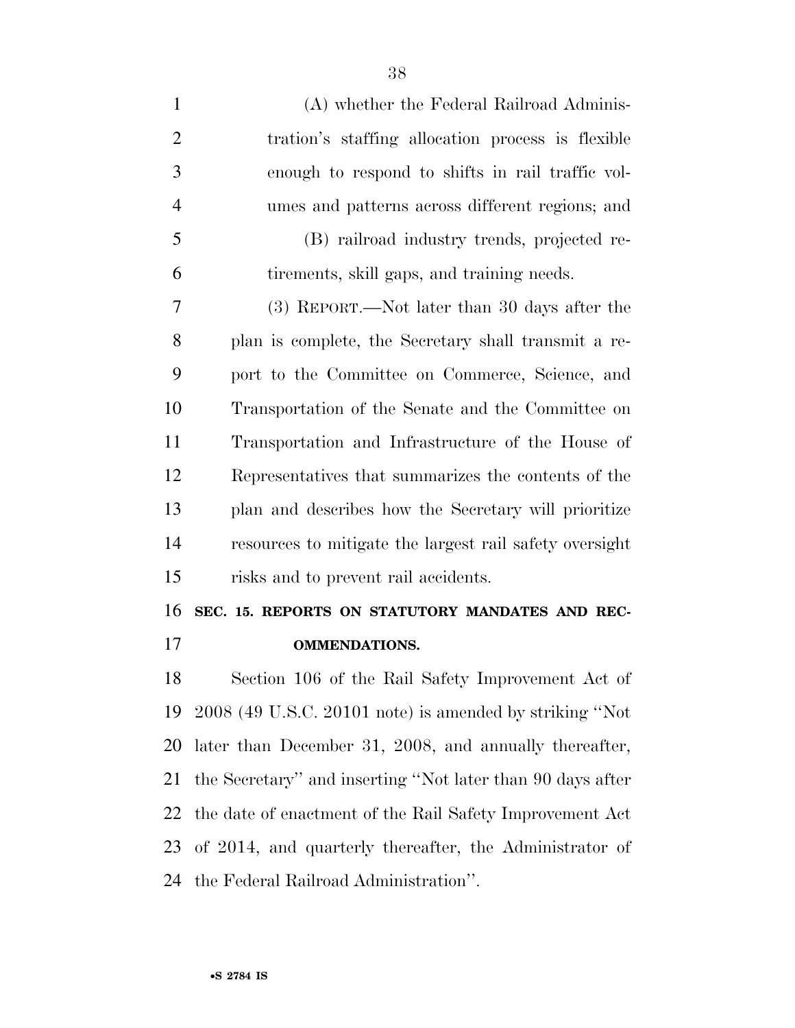(A) whether the Federal Railroad Administration's staffing allocation process is flexible enough to respond to shifts in rail traffic volumes and patterns across different regions; and

(B) railroad industry trends, projected retirements, skill gaps, and training needs.

(3) REPORT.—Not later than 30 days after the plan is complete, the Secretary shall transmit a report to the Committee on Commerce, Science, and Transportation of the Senate and the Committee on Transportation and Infrastructure of the House of Representatives that summarizes the contents of the plan and describes how the Secretary will prioritize resources to mitigate the largest rail safety oversight risks and to prevent rail accidents.

**SEC. 15. REPORTS ON STATUTORY MANDATES AND RECOMMENDATIONS.**

Section 106 of the Rail Safety Improvement Act of 2008 (49 U.S.C. 20101 note) is amended by striking "Not later than December 31, 2008, and annually thereafter, the Secretary" and inserting "Not later than 90 days after the date of enactment of the Rail Safety Improvement Act of 2014, and quarterly thereafter, the Administrator of the Federal Railroad Administration".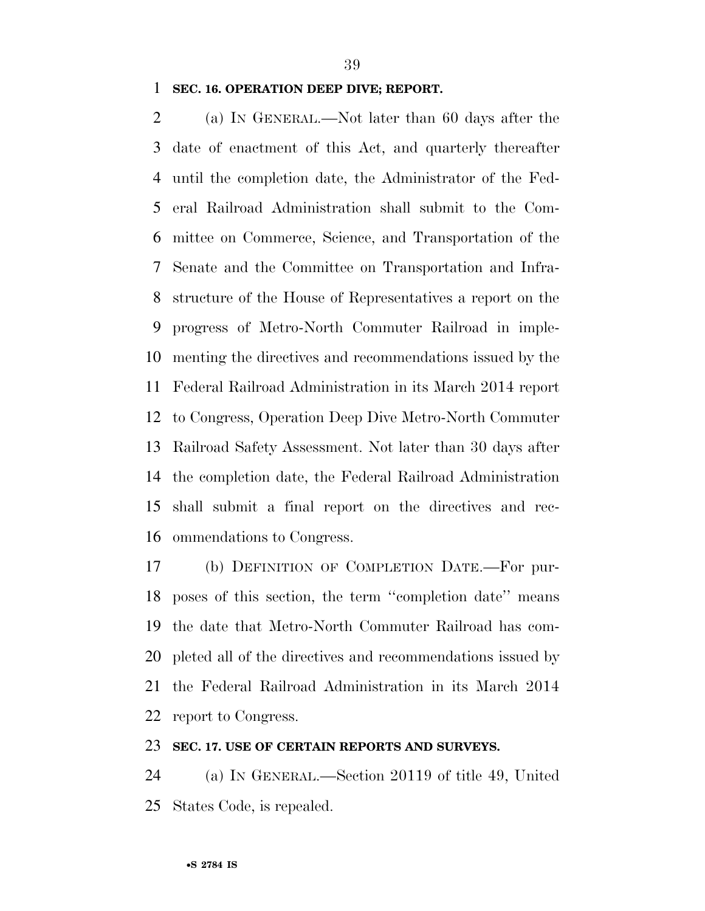**SEC. 16. OPERATION DEEP DIVE; REPORT.**

(a) IN GENERAL.—Not later than 60 days after the date of enactment of this Act, and quarterly thereafter until the completion date, the Administrator of the Federal Railroad Administration shall submit to the Committee on Commerce, Science, and Transportation of the Senate and the Committee on Transportation and Infrastructure of the House of Representatives a report on the progress of Metro-North Commuter Railroad in implementing the directives and recommendations issued by the Federal Railroad Administration in its March 2014 report to Congress, Operation Deep Dive Metro-North Commuter Railroad Safety Assessment. Not later than 30 days after the completion date, the Federal Railroad Administration shall submit a final report on the directives and recommendations to Congress.

(b) DEFINITION OF COMPLETION DATE.—For purposes of this section, the term ''completion date'' means the date that Metro-North Commuter Railroad has completed all of the directives and recommendations issued by the Federal Railroad Administration in its March 2014 report to Congress.

**SEC. 17. USE OF CERTAIN REPORTS AND SURVEYS.**

(a) IN GENERAL.—Section 20119 of title 49, United States Code, is repealed.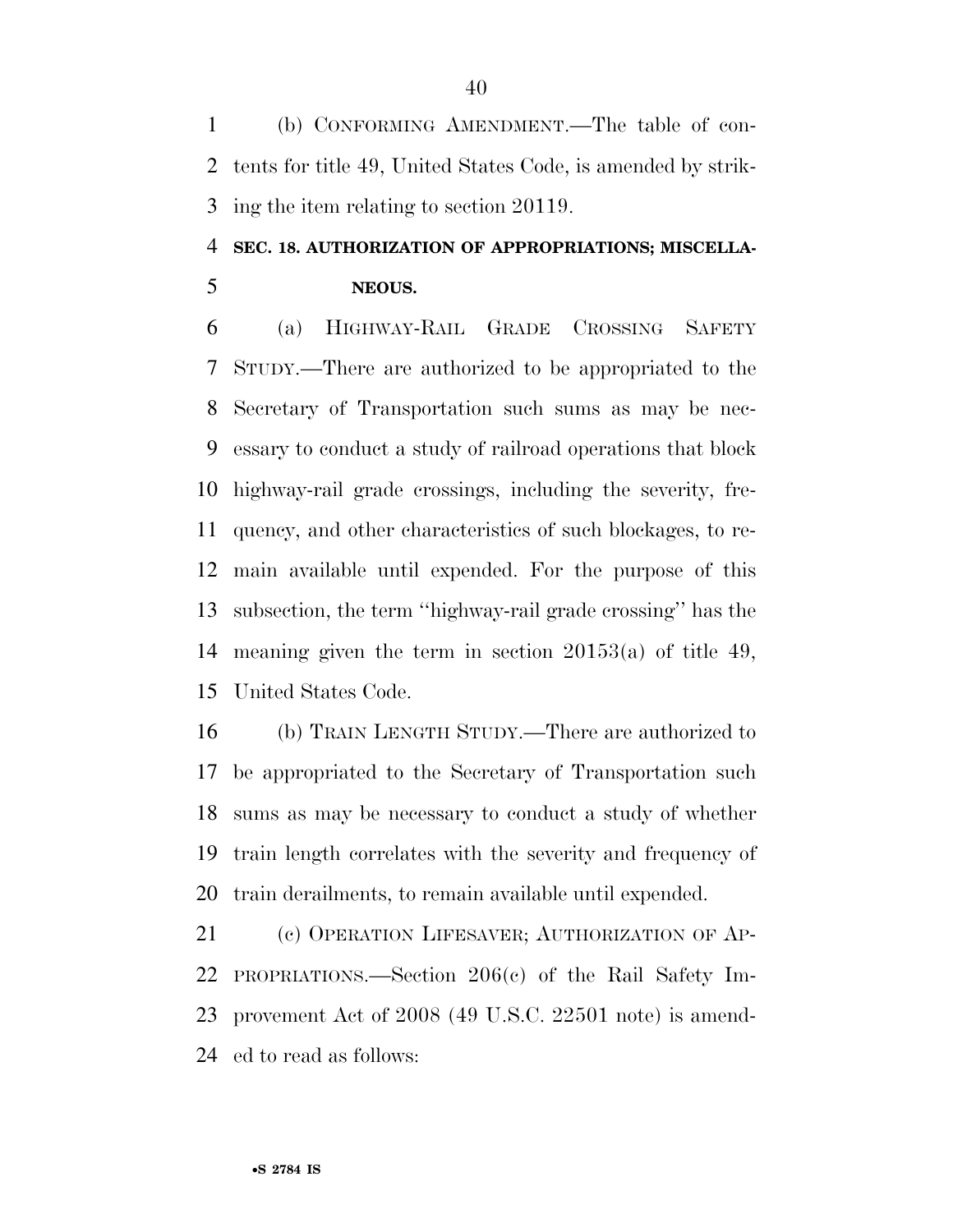(b) CONFORMING AMENDMENT.—The table of contents for title 49, United States Code, is amended by striking the item relating to section 20119.

**SEC. 18. AUTHORIZATION OF APPROPRIATIONS; MISCELLANEOUS.**

(a) HIGHWAY-RAIL GRADE CROSSING SAFETY STUDY.—There are authorized to be appropriated to the Secretary of Transportation such sums as may be necessary to conduct a study of railroad operations that block highway-rail grade crossings, including the severity, frequency, and other characteristics of such blockages, to remain available until expended. For the purpose of this subsection, the term ''highway-rail grade crossing'' has the meaning given the term in section 20153(a) of title 49, United States Code.

(b) TRAIN LENGTH STUDY.—There are authorized to be appropriated to the Secretary of Transportation such sums as may be necessary to conduct a study of whether train length correlates with the severity and frequency of train derailments, to remain available until expended.

(c) OPERATION LIFESAVER; AUTHORIZATION OF APPROPRIATIONS.—Section 206(c) of the Rail Safety Improvement Act of 2008 (49 U.S.C. 22501 note) is amended to read as follows: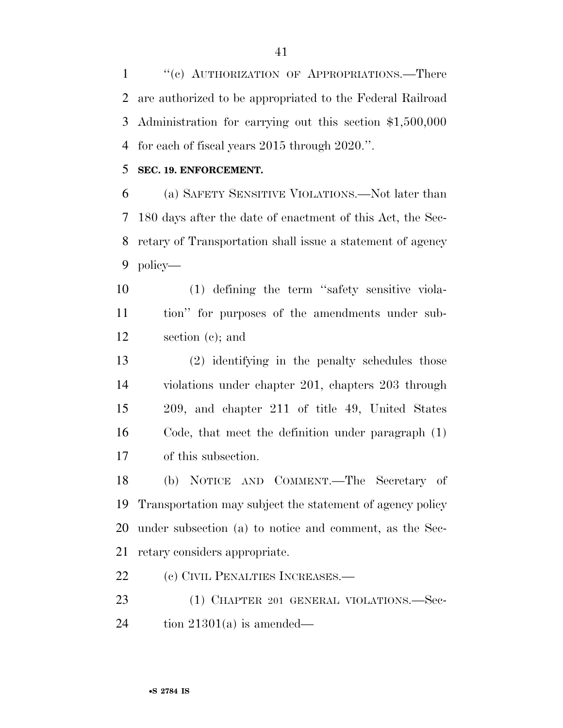"(c) AUTHORIZATION OF APPROPRIATIONS.—There are authorized to be appropriated to the Federal Railroad Administration for carrying out this section $1,500,000 for each of fiscal years 2015 through 2020.".

**SEC. 19. ENFORCEMENT.**

(a) SAFETY SENSITIVE VIOLATIONS.—Not later than 180 days after the date of enactment of this Act, the Secretary of Transportation shall issue a statement of agency policy—

(1) defining the term "safety sensitive violation" for purposes of the amendments under subsection (c); and

(2) identifying in the penalty schedules those violations under chapter 201, chapters 203 through 209, and chapter 211 of title 49, United States Code, that meet the definition under paragraph (1) of this subsection.

(b) NOTICE AND COMMENT.—The Secretary of Transportation may subject the statement of agency policy under subsection (a) to notice and comment, as the Secretary considers appropriate.

(c) CIVIL PENALTIES INCREASES.—

(1) CHAPTER 201 GENERAL VIOLATIONS.—Section 21301(a) is amended—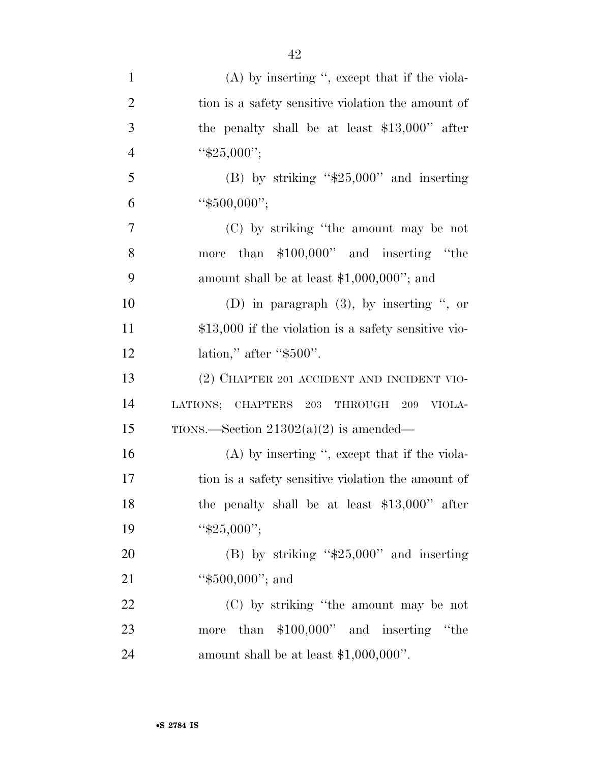(A) by inserting ", except that if the violation is a safety sensitive violation the amount of the penalty shall be at least $13,000" after "$25,000";

(B) by striking "$25,000" and inserting "$500,000";

(C) by striking "the amount may be not more than $100,000" and inserting "the amount shall be at least $1,000,000"; and

(D) in paragraph (3), by inserting ", or $13,000 if the violation is a safety sensitive violation," after "$500".

(2) CHAPTER 201 ACCIDENT AND INCIDENT VIOLATIONS; CHAPTERS 203 THROUGH 209 VIOLATIONS.—Section 21302(a)(2) is amended—

(A) by inserting ", except that if the violation is a safety sensitive violation the amount of the penalty shall be at least $13,000" after "$25,000";

(B) by striking "$25,000" and inserting "$500,000"; and

(C) by striking "the amount may be not more than $100,000" and inserting "the amount shall be at least $1,000,000".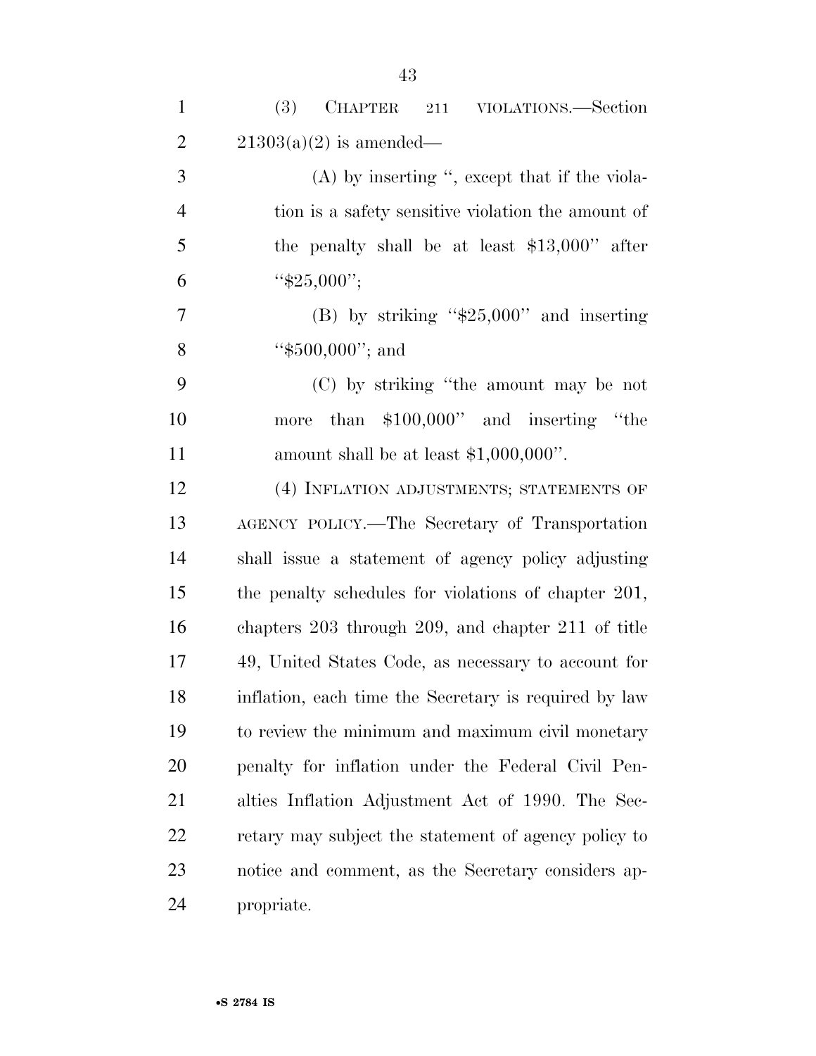(3) CHAPTER 211 VIOLATIONS.—Section 21303(a)(2) is amended—

(A) by inserting ", except that if the violation is a safety sensitive violation the amount of the penalty shall be at least $13,000" after "$25,000";

(B) by striking "$25,000" and inserting "$500,000"; and

(C) by striking "the amount may be not more than $100,000" and inserting "the amount shall be at least $1,000,000".

(4) INFLATION ADJUSTMENTS; STATEMENTS OF AGENCY POLICY.—The Secretary of Transportation shall issue a statement of agency policy adjusting the penalty schedules for violations of chapter 201, chapters 203 through 209, and chapter 211 of title 49, United States Code, as necessary to account for inflation, each time the Secretary is required by law to review the minimum and maximum civil monetary penalty for inflation under the Federal Civil Penalties Inflation Adjustment Act of 1990. The Secretary may subject the statement of agency policy to notice and comment, as the Secretary considers appropriate.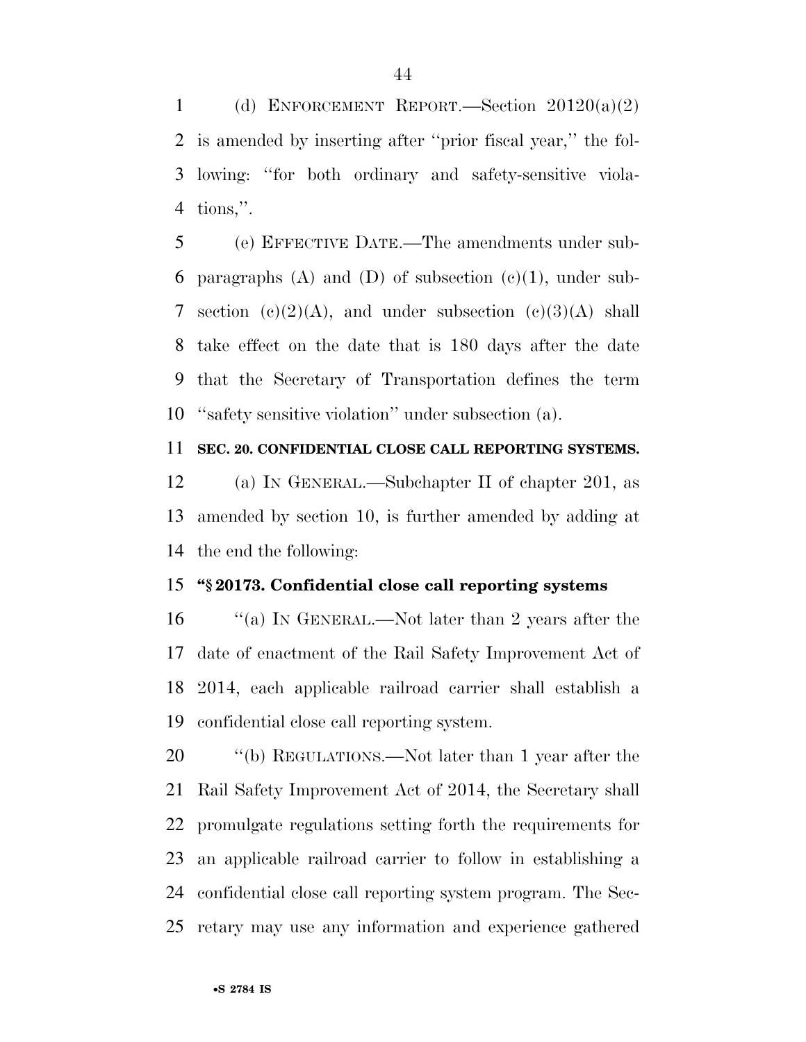(d) ENFORCEMENT REPORT.—Section 20120(a)(2) is amended by inserting after ''prior fiscal year,'' the following: ''for both ordinary and safety-sensitive violations,''.

(e) EFFECTIVE DATE.—The amendments under subparagraphs (A) and (D) of subsection (c)(1), under subsection (c)(2)(A), and under subsection (c)(3)(A) shall take effect on the date that is 180 days after the date that the Secretary of Transportation defines the term ''safety sensitive violation'' under subsection (a).

**SEC. 20. CONFIDENTIAL CLOSE CALL REPORTING SYSTEMS.**

(a) IN GENERAL.—Subchapter II of chapter 201, as amended by section 10, is further amended by adding at the end the following:

**''§ 20173. Confidential close call reporting systems**

''(a) IN GENERAL.—Not later than 2 years after the date of enactment of the Rail Safety Improvement Act of 2014, each applicable railroad carrier shall establish a confidential close call reporting system.

''(b) REGULATIONS.—Not later than 1 year after the Rail Safety Improvement Act of 2014, the Secretary shall promulgate regulations setting forth the requirements for an applicable railroad carrier to follow in establishing a confidential close call reporting system program. The Secretary may use any information and experience gathered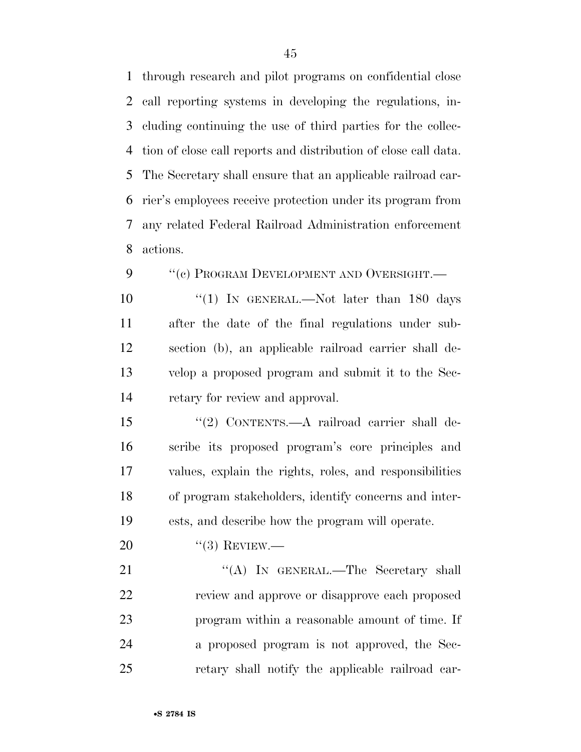through research and pilot programs on confidential close call reporting systems in developing the regulations, including continuing the use of third parties for the collection of close call reports and distribution of close call data. The Secretary shall ensure that an applicable railroad carrier's employees receive protection under its program from any related Federal Railroad Administration enforcement actions.

''(c) PROGRAM DEVELOPMENT AND OVERSIGHT.—

''(1) IN GENERAL.—Not later than 180 days after the date of the final regulations under subsection (b), an applicable railroad carrier shall develop a proposed program and submit it to the Secretary for review and approval.

''(2) CONTENTS.—A railroad carrier shall describe its proposed program's core principles and values, explain the rights, roles, and responsibilities of program stakeholders, identify concerns and interests, and describe how the program will operate.

''(3) REVIEW.—

''(A) IN GENERAL.—The Secretary shall review and approve or disapprove each proposed program within a reasonable amount of time. If a proposed program is not approved, the Secretary shall notify the applicable railroad car-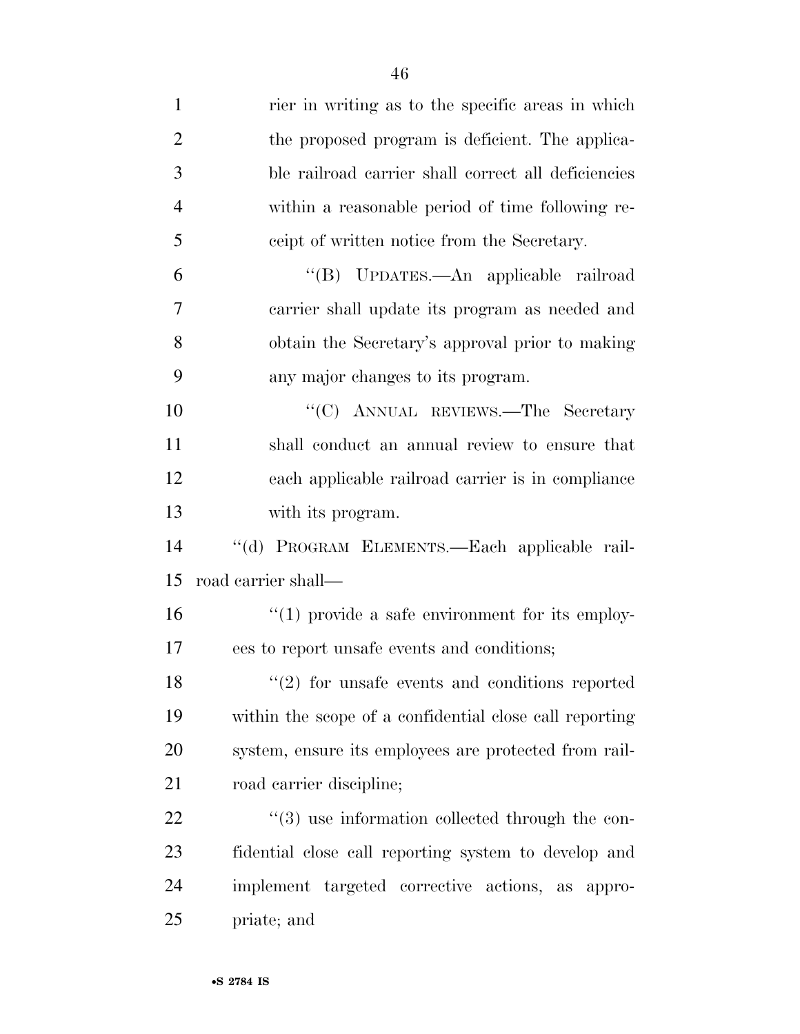rier in writing as to the specific areas in which the proposed program is deficient. The applicable railroad carrier shall correct all deficiencies within a reasonable period of time following receipt of written notice from the Secretary.

"(B) UPDATES.—An applicable railroad carrier shall update its program as needed and obtain the Secretary's approval prior to making any major changes to its program.

"(C) ANNUAL REVIEWS.—The Secretary shall conduct an annual review to ensure that each applicable railroad carrier is in compliance with its program.

"(d) PROGRAM ELEMENTS.—Each applicable railroad carrier shall—

"(1) provide a safe environment for its employees to report unsafe events and conditions;

"(2) for unsafe events and conditions reported within the scope of a confidential close call reporting system, ensure its employees are protected from railroad carrier discipline;

"(3) use information collected through the confidential close call reporting system to develop and implement targeted corrective actions, as appropriate; and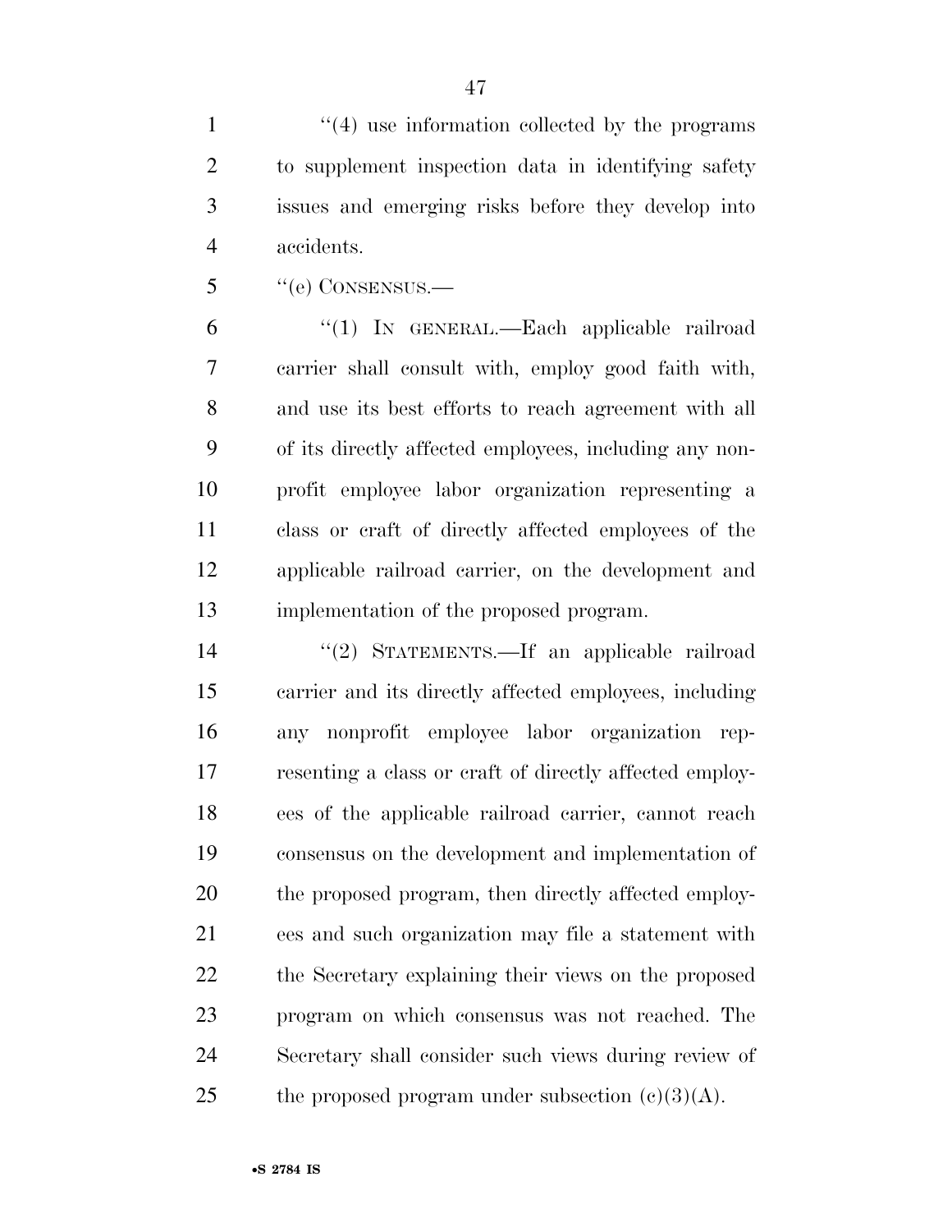"(4) use information collected by the programs to supplement inspection data in identifying safety issues and emerging risks before they develop into accidents.

"(e) CONSENSUS.—

"(1) IN GENERAL.—Each applicable railroad carrier shall consult with, employ good faith with, and use its best efforts to reach agreement with all of its directly affected employees, including any non-profit employee labor organization representing a class or craft of directly affected employees of the applicable railroad carrier, on the development and implementation of the proposed program.

"(2) STATEMENTS.—If an applicable railroad carrier and its directly affected employees, including any nonprofit employee labor organization representing a class or craft of directly affected employees of the applicable railroad carrier, cannot reach consensus on the development and implementation of the proposed program, then directly affected employees and such organization may file a statement with the Secretary explaining their views on the proposed program on which consensus was not reached. The Secretary shall consider such views during review of the proposed program under subsection (c)(3)(A).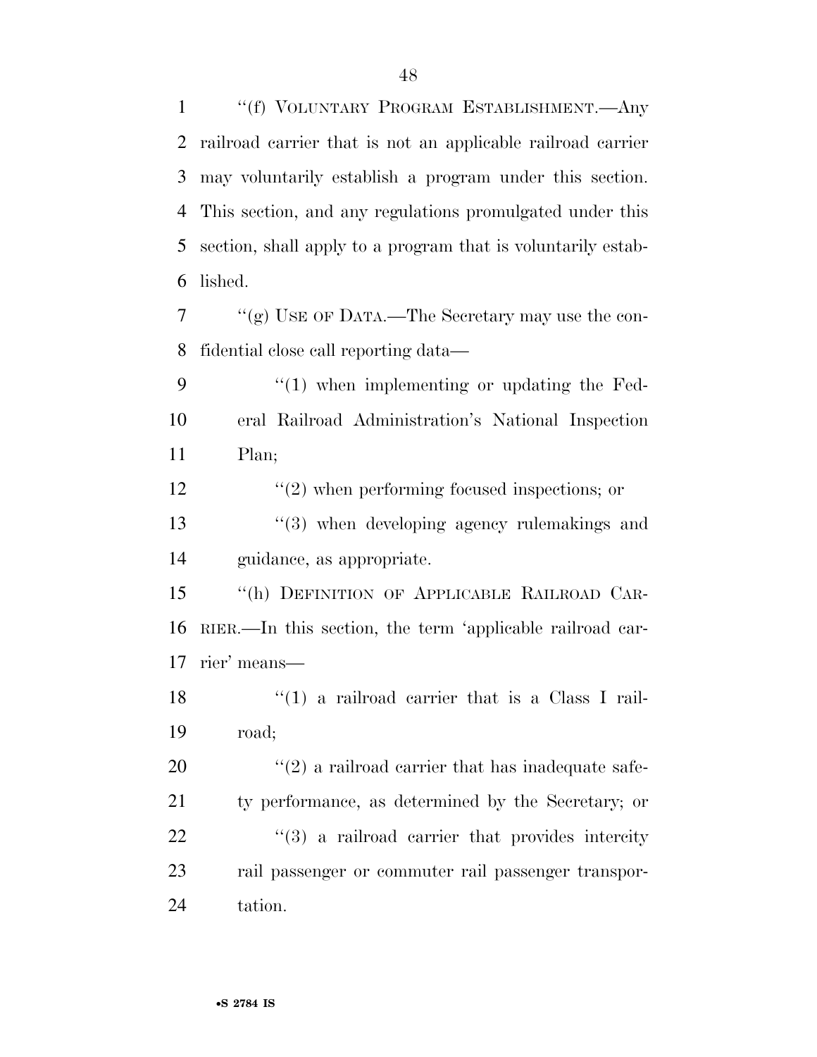"(f) VOLUNTARY PROGRAM ESTABLISHMENT.—Any railroad carrier that is not an applicable railroad carrier may voluntarily establish a program under this section. This section, and any regulations promulgated under this section, shall apply to a program that is voluntarily established.

"(g) USE OF DATA.—The Secretary may use the confidential close call reporting data—

"(1) when implementing or updating the Federal Railroad Administration's National Inspection Plan;

"(2) when performing focused inspections; or

"(3) when developing agency rulemakings and guidance, as appropriate.

"(h) DEFINITION OF APPLICABLE RAILROAD CARRIER.—In this section, the term 'applicable railroad carrier' means—

"(1) a railroad carrier that is a Class I railroad;

"(2) a railroad carrier that has inadequate safety performance, as determined by the Secretary; or

"(3) a railroad carrier that provides intercity rail passenger or commuter rail passenger transportation.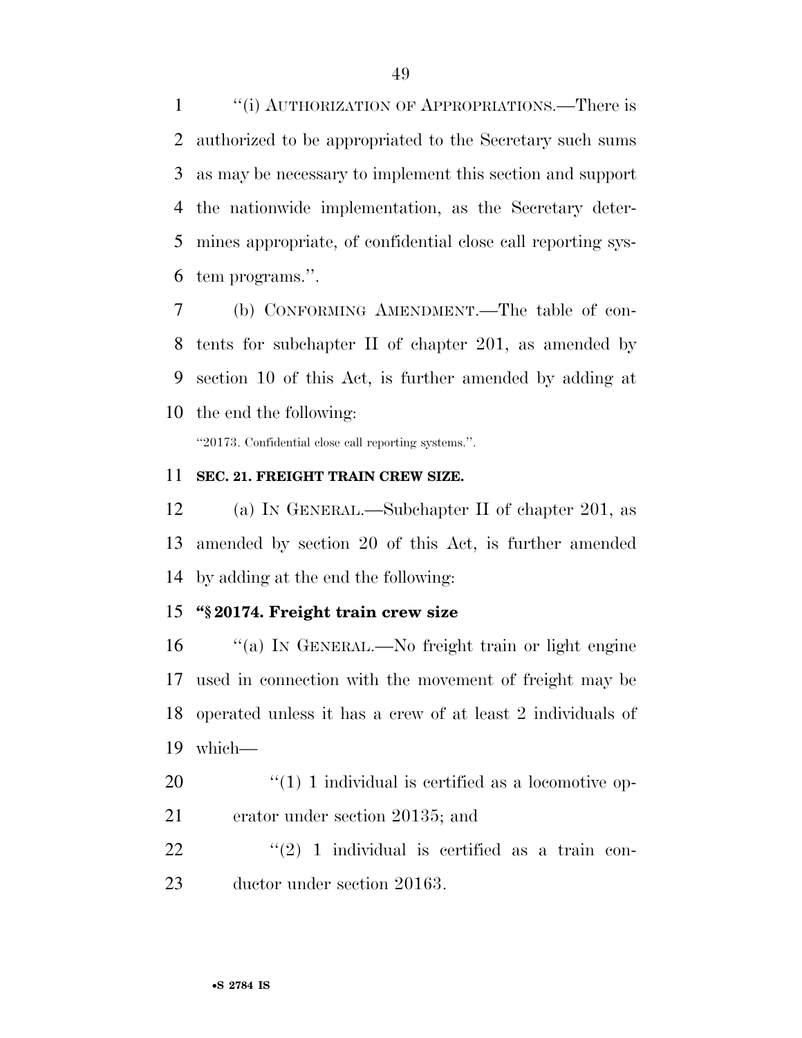"(i) AUTHORIZATION OF APPROPRIATIONS.—There is authorized to be appropriated to the Secretary such sums as may be necessary to implement this section and support the nationwide implementation, as the Secretary determines appropriate, of confidential close call reporting system programs.".

(b) CONFORMING AMENDMENT.—The table of contents for subchapter II of chapter 201, as amended by section 10 of this Act, is further amended by adding at the end the following:

"20173. Confidential close call reporting systems.".

**SEC. 21. FREIGHT TRAIN CREW SIZE.**

(a) IN GENERAL.—Subchapter II of chapter 201, as amended by section 20 of this Act, is further amended by adding at the end the following:

**"§ 20174. Freight train crew size**

"(a) IN GENERAL.—No freight train or light engine used in connection with the movement of freight may be operated unless it has a crew of at least 2 individuals of which—

"(1) 1 individual is certified as a locomotive operator under section 20135; and

"(2) 1 individual is certified as a train conductor under section 20163.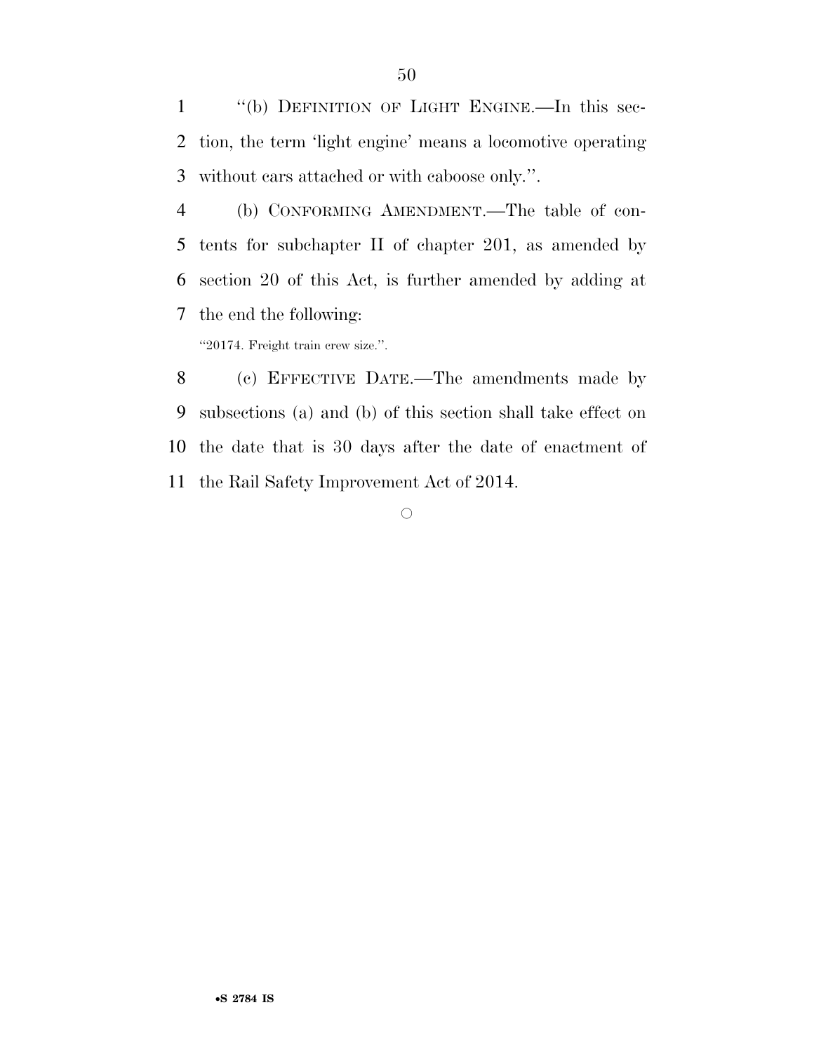"(b) DEFINITION OF LIGHT ENGINE.—In this section, the term 'light engine' means a locomotive operating without cars attached or with caboose only.".

(b) CONFORMING AMENDMENT.—The table of contents for subchapter II of chapter 201, as amended by section 20 of this Act, is further amended by adding at the end the following:

"20174. Freight train crew size.".

(c) EFFECTIVE DATE.—The amendments made by subsections (a) and (b) of this section shall take effect on the date that is 30 days after the date of enactment of the Rail Safety Improvement Act of 2014.

○